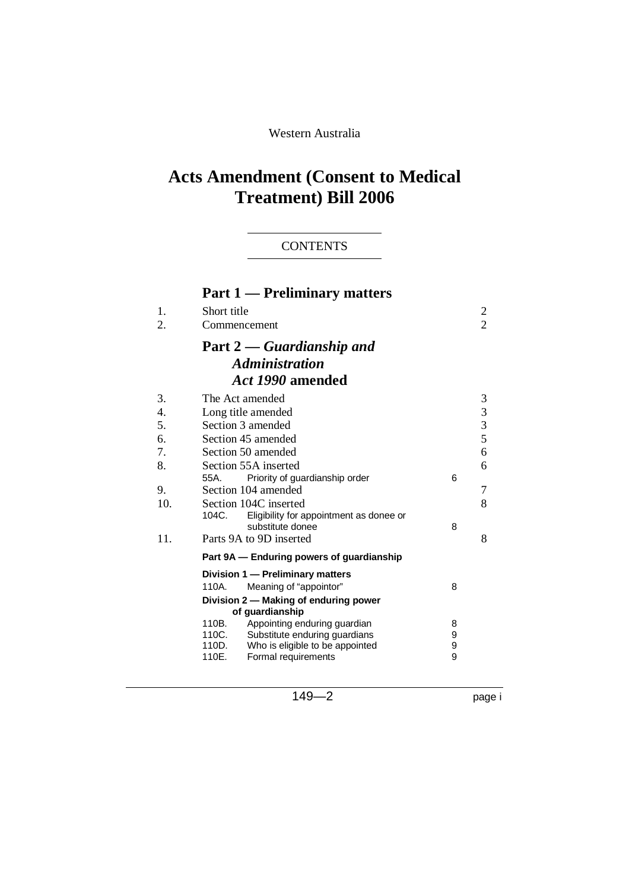Western Australia

# Acts Amendment (Consent to Medical Treatment) Bill 2006

CONTENTS

## Part 1 — Preliminary matters

| | | | |
|---|---|---|---|
| 1. | Short title | | 2 |
| 2. | Commencement | | 2 |

## Part 2 — *Guardianship and Administration Act 1990* amended

| | | | |
|---|---|---|---|
| 3. | The Act amended | | 3 |
| 4. | Long title amended | | 3 |
| 5. | Section 3 amended | | 3 |
| 6. | Section 45 amended | | 5 |
| 7. | Section 50 amended | | 6 |
| 8. | Section 55A inserted | | 6 |
| | 55A. Priority of guardianship order | 6 | |
| 9. | Section 104 amended | | 7 |
| 10. | Section 104C inserted | | 8 |
| | 104C. Eligibility for appointment as donee or substitute donee | 8 | |
| 11. | Parts 9A to 9D inserted | | 8 |

**Part 9A — Enduring powers of guardianship**

**Division 1 — Preliminary matters**

| | | |
|---|---|---|
| 110A. | Meaning of "appointor" | 8 |

**Division 2 — Making of enduring power of guardianship**

| | | |
|---|---|---|
| 110B. | Appointing enduring guardian | 8 |
| 110C. | Substitute enduring guardians | 9 |
| 110D. | Who is eligible to be appointed | 9 |
| 110E. | Formal requirements | 9 |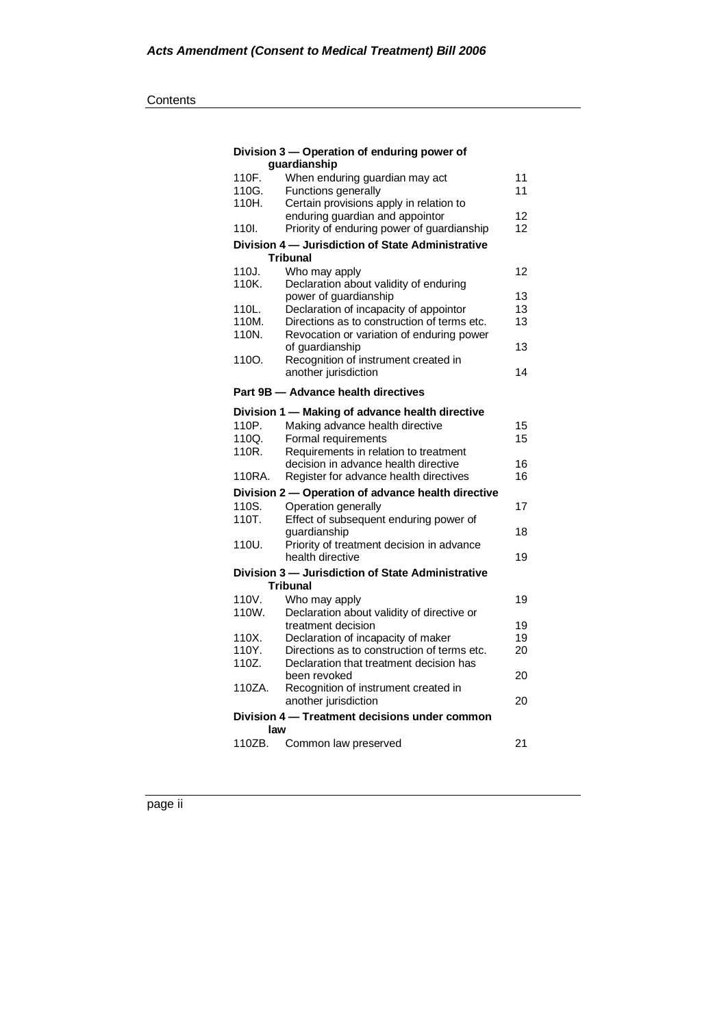Division 3 — Operation of enduring power of guardianship

| | | |
|---|---|---|
| 110F. | When enduring guardian may act | 11 |
| 110G. | Functions generally | 11 |
| 110H. | Certain provisions apply in relation to enduring guardian and appointor | 12 |
| 110I. | Priority of enduring power of guardianship | 12 |

Division 4 — Jurisdiction of State Administrative Tribunal

| | | |
|---|---|---|
| 110J. | Who may apply | 12 |
| 110K. | Declaration about validity of enduring power of guardianship | 13 |
| 110L. | Declaration of incapacity of appointor | 13 |
| 110M. | Directions as to construction of terms etc. | 13 |
| 110N. | Revocation or variation of enduring power of guardianship | 13 |
| 110O. | Recognition of instrument created in another jurisdiction | 14 |

Part 9B — Advance health directives

Division 1 — Making of advance health directive

| | | |
|---|---|---|
| 110P. | Making advance health directive | 15 |
| 110Q. | Formal requirements | 15 |
| 110R. | Requirements in relation to treatment decision in advance health directive | 16 |
| 110RA. | Register for advance health directives | 16 |

Division 2 — Operation of advance health directive

| | | |
|---|---|---|
| 110S. | Operation generally | 17 |
| 110T. | Effect of subsequent enduring power of guardianship | 18 |
| 110U. | Priority of treatment decision in advance health directive | 19 |

Division 3 — Jurisdiction of State Administrative Tribunal

| | | |
|---|---|---|
| 110V. | Who may apply | 19 |
| 110W. | Declaration about validity of directive or treatment decision | 19 |
| 110X. | Declaration of incapacity of maker | 19 |
| 110Y. | Directions as to construction of terms etc. | 20 |
| 110Z. | Declaration that treatment decision has been revoked | 20 |
| 110ZA. | Recognition of instrument created in another jurisdiction | 20 |

Division 4 — Treatment decisions under common law

| | | |
|---|---|---|
| 110ZB. | Common law preserved | 21 |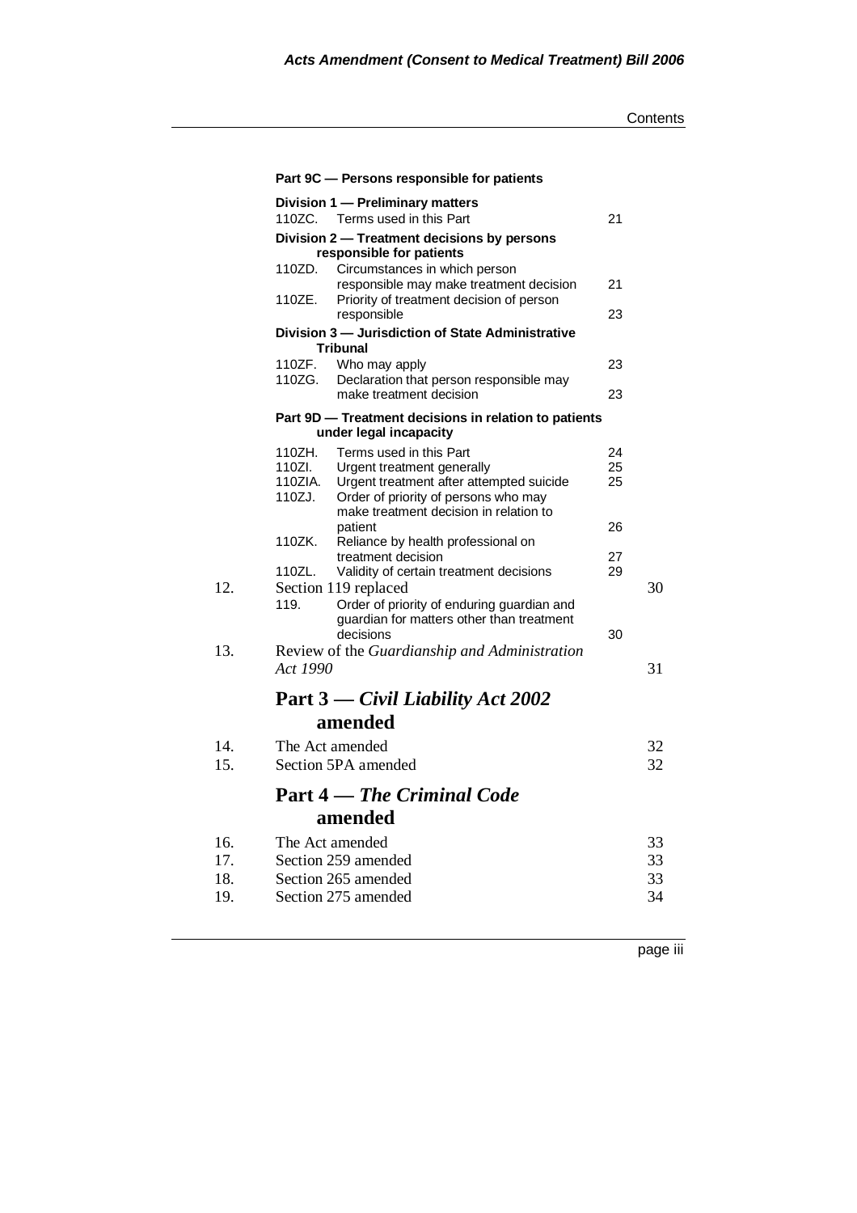**Part 9C — Persons responsible for patients**

**Division 1 — Preliminary matters**

| | | |
|---|---|---|
| 110ZC. | Terms used in this Part | 21 |

**Division 2 — Treatment decisions by persons responsible for patients**

| | | |
|---|---|---|
| 110ZD. | Circumstances in which person responsible may make treatment decision | 21 |
| 110ZE. | Priority of treatment decision of person responsible | 23 |

**Division 3 — Jurisdiction of State Administrative Tribunal**

| | | |
|---|---|---|
| 110ZF. | Who may apply | 23 |
| 110ZG. | Declaration that person responsible may make treatment decision | 23 |

**Part 9D — Treatment decisions in relation to patients under legal incapacity**

| | | |
|---|---|---|
| 110ZH. | Terms used in this Part | 24 |
| 110ZI. | Urgent treatment generally | 25 |
| 110ZIA. | Urgent treatment after attempted suicide | 25 |
| 110ZJ. | Order of priority of persons who may make treatment decision in relation to patient | 26 |
| 110ZK. | Reliance by health professional on treatment decision | 27 |
| 110ZL. | Validity of certain treatment decisions | 29 |

| | | |
|---|---|---|
| 12. | Section 119 replaced | 30 |
| | 119. Order of priority of enduring guardian and guardian for matters other than treatment decisions — 30 | |
| 13. | Review of the *Guardianship and Administration Act 1990* | 31 |

## Part 3 — *Civil Liability Act 2002* amended

| | | |
|---|---|---|
| 14. | The Act amended | 32 |
| 15. | Section 5PA amended | 32 |

## Part 4 — *The Criminal Code* amended

| | | |
|---|---|---|
| 16. | The Act amended | 33 |
| 17. | Section 259 amended | 33 |
| 18. | Section 265 amended | 33 |
| 19. | Section 275 amended | 34 |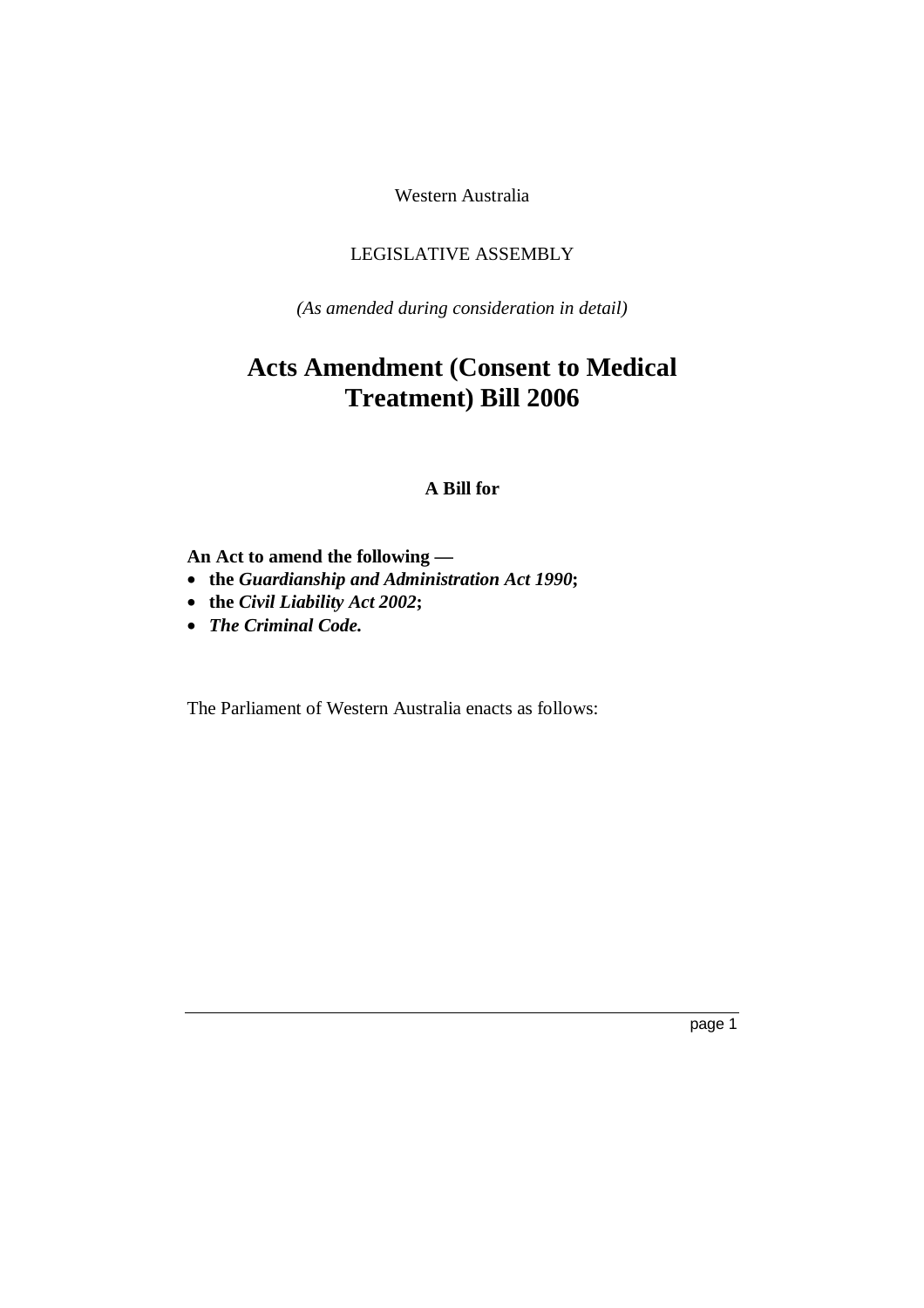Western Australia

LEGISLATIVE ASSEMBLY

*(As amended during consideration in detail)*

# Acts Amendment (Consent to Medical Treatment) Bill 2006

**A Bill for**

**An Act to amend the following —**

- **the *Guardianship and Administration Act 1990*;**
- **the *Civil Liability Act 2002*;**
- ***The Criminal Code.***

The Parliament of Western Australia enacts as follows: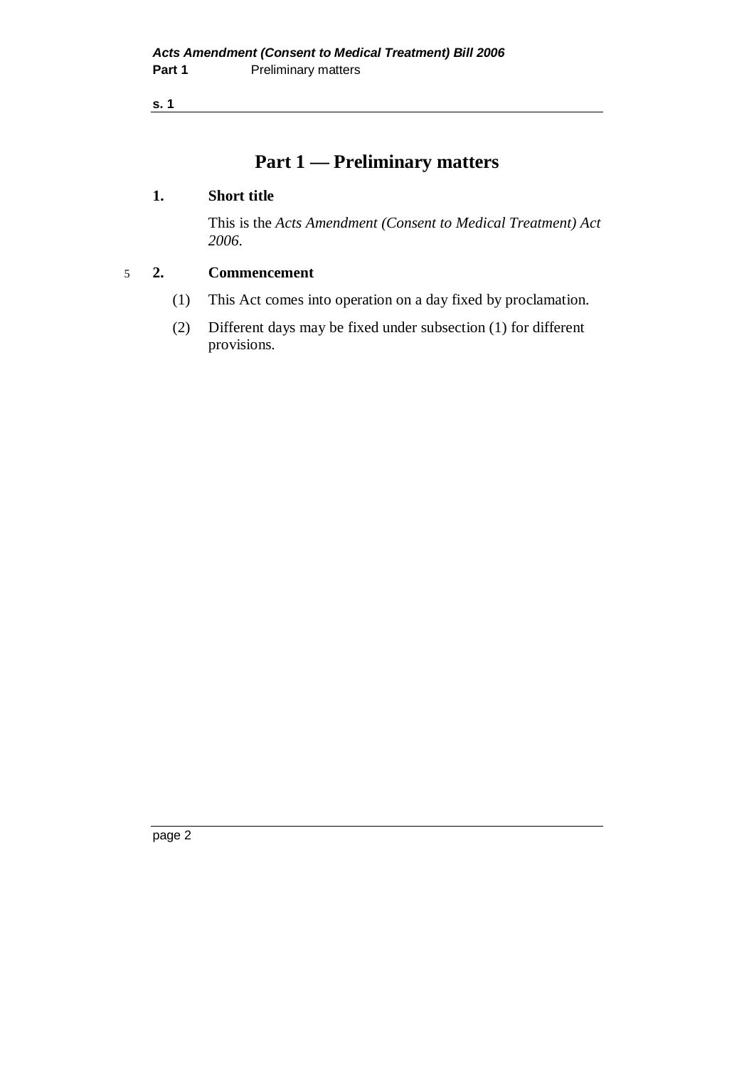# Part 1 — Preliminary matters

## 1. Short title

This is the *Acts Amendment (Consent to Medical Treatment) Act 2006*.

## 2. Commencement

(1) This Act comes into operation on a day fixed by proclamation.

(2) Different days may be fixed under subsection (1) for different provisions.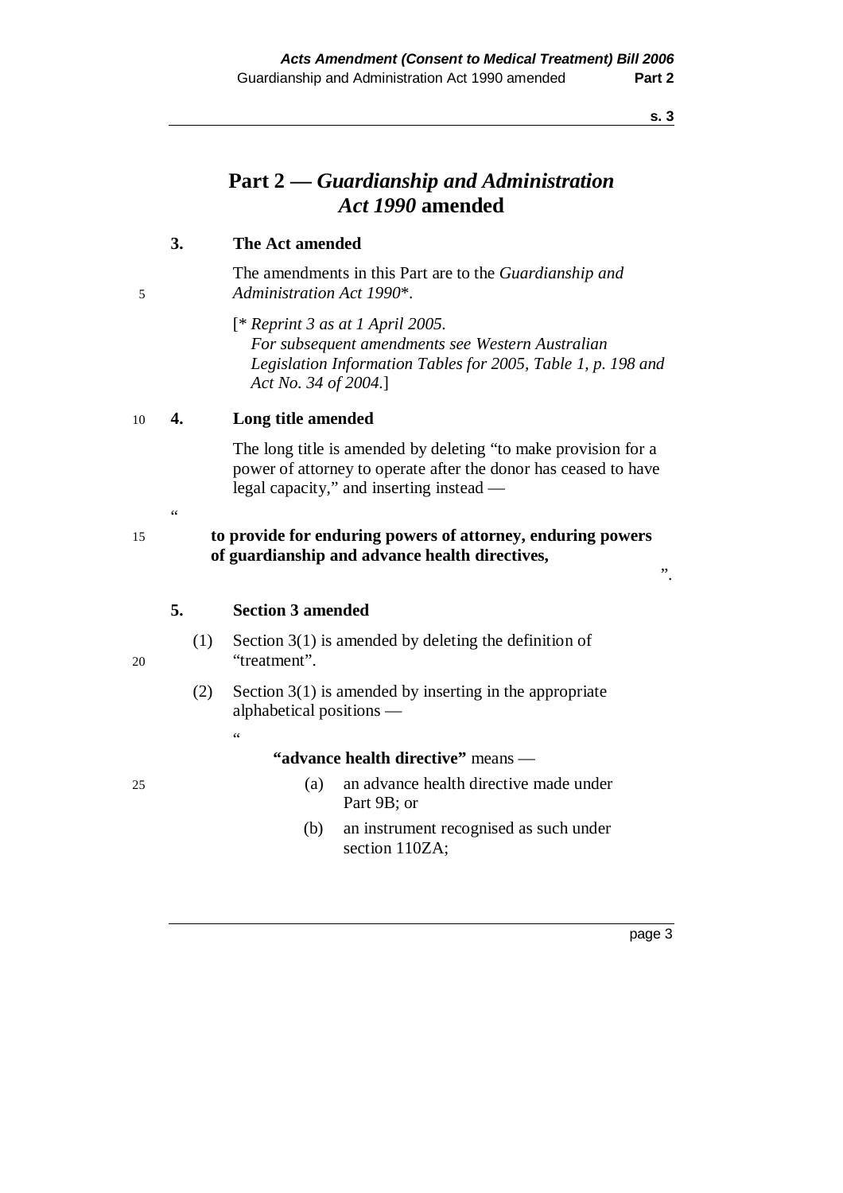# Part 2 — *Guardianship and Administration Act 1990* amended

**3. The Act amended**

The amendments in this Part are to the *Guardianship and Administration Act 1990*\*.

[\* *Reprint 3 as at 1 April 2005. For subsequent amendments see Western Australian Legislation Information Tables for 2005, Table 1, p. 198 and Act No. 34 of 2004.*]

**4. Long title amended**

The long title is amended by deleting "to make provision for a power of attorney to operate after the donor has ceased to have legal capacity," and inserting instead —

"

**to provide for enduring powers of attorney, enduring powers of guardianship and advance health directives,**

".

**5. Section 3 amended**

(1) Section 3(1) is amended by deleting the definition of "treatment".

(2) Section 3(1) is amended by inserting in the appropriate alphabetical positions —

"

**"advance health directive"** means —

(a) an advance health directive made under Part 9B; or

(b) an instrument recognised as such under section 110ZA;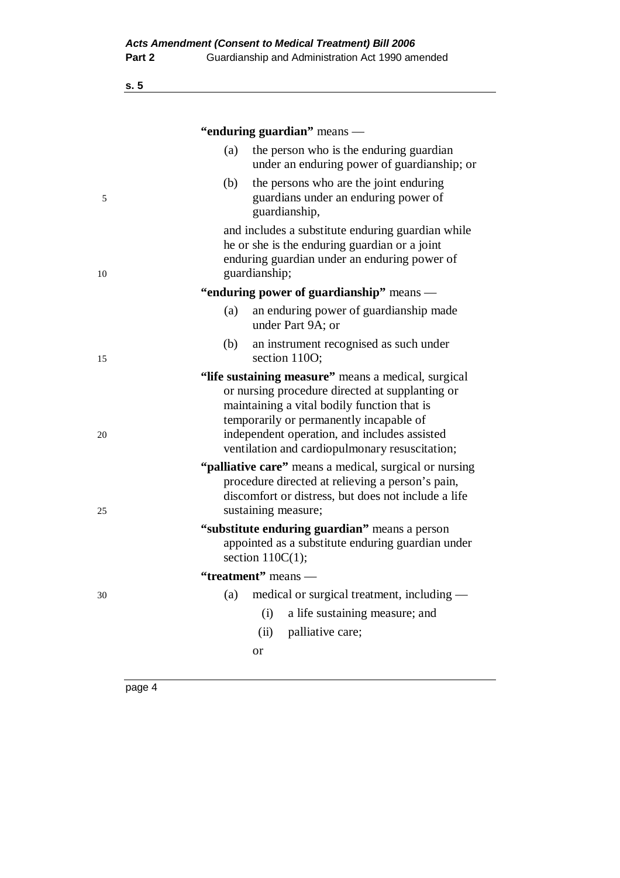**"enduring guardian"** means —

(a) the person who is the enduring guardian under an enduring power of guardianship; or

(b) the persons who are the joint enduring guardians under an enduring power of guardianship,

and includes a substitute enduring guardian while he or she is the enduring guardian or a joint enduring guardian under an enduring power of guardianship;

**"enduring power of guardianship"** means —

(a) an enduring power of guardianship made under Part 9A; or

(b) an instrument recognised as such under section 110O;

**"life sustaining measure"** means a medical, surgical or nursing procedure directed at supplanting or maintaining a vital bodily function that is temporarily or permanently incapable of independent operation, and includes assisted ventilation and cardiopulmonary resuscitation;

**"palliative care"** means a medical, surgical or nursing procedure directed at relieving a person's pain, discomfort or distress, but does not include a life sustaining measure;

**"substitute enduring guardian"** means a person appointed as a substitute enduring guardian under section 110C(1);

**"treatment"** means —

(a) medical or surgical treatment, including —

(i) a life sustaining measure; and

(ii) palliative care;

or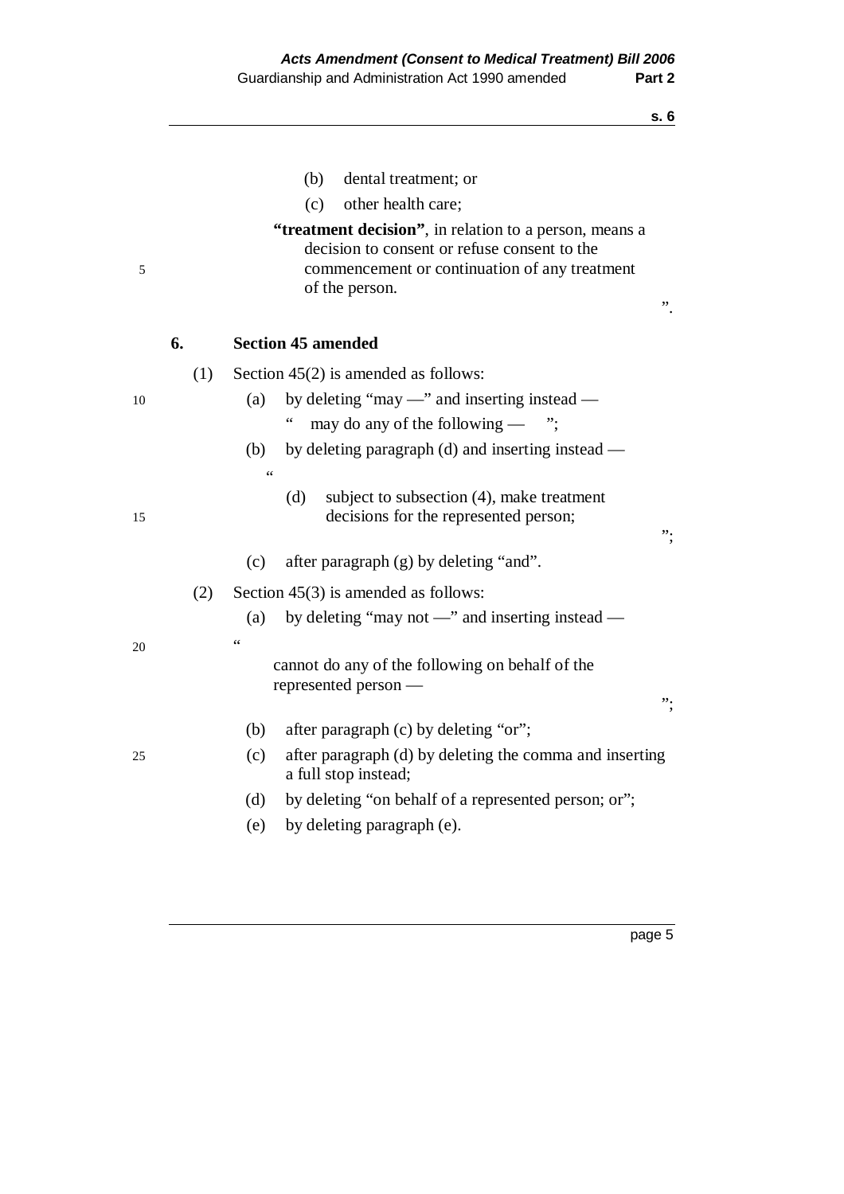(b) dental treatment; or

(c) other health care;

**"treatment decision"**, in relation to a person, means a decision to consent or refuse consent to the commencement or continuation of any treatment of the person.

".

## 6. Section 45 amended

(1) Section 45(2) is amended as follows:

(a) by deleting "may —" and inserting instead —

" may do any of the following — ";

(b) by deleting paragraph (d) and inserting instead —

"

(d) subject to subsection (4), make treatment decisions for the represented person;

";

(c) after paragraph (g) by deleting "and".

(2) Section 45(3) is amended as follows:

(a) by deleting "may not —" and inserting instead —

"

cannot do any of the following on behalf of the represented person —

";

(b) after paragraph (c) by deleting "or";

(c) after paragraph (d) by deleting the comma and inserting a full stop instead;

(d) by deleting "on behalf of a represented person; or";

(e) by deleting paragraph (e).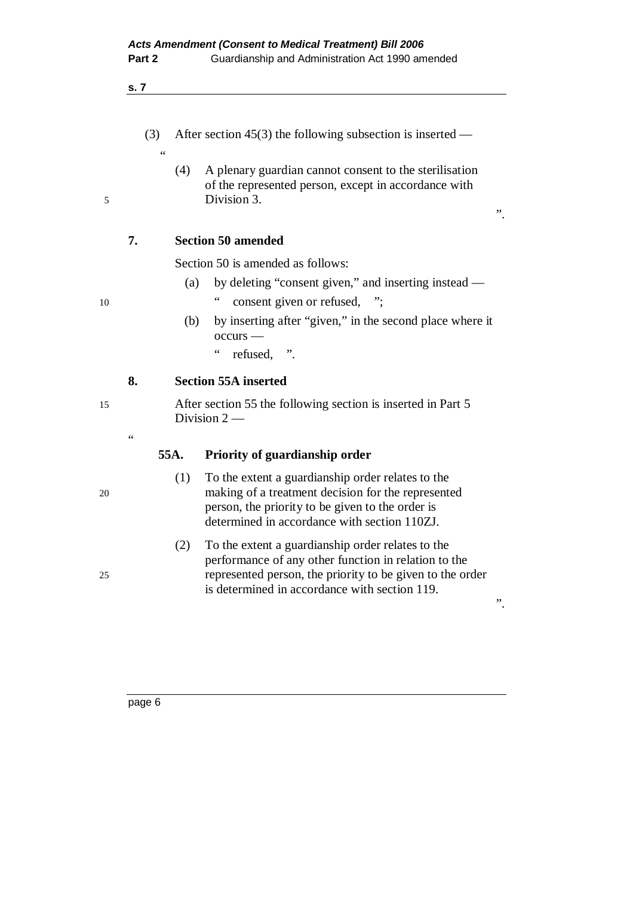(3) After section 45(3) the following subsection is inserted —

"

(4) A plenary guardian cannot consent to the sterilisation of the represented person, except in accordance with Division 3.

".

## 7. Section 50 amended

Section 50 is amended as follows:

(a) by deleting "consent given," and inserting instead —

" consent given or refused, ";

(b) by inserting after "given," in the second place where it occurs —

" refused, ".

## 8. Section 55A inserted

After section 55 the following section is inserted in Part 5 Division 2 —

"

### 55A. Priority of guardianship order

(1) To the extent a guardianship order relates to the making of a treatment decision for the represented person, the priority to be given to the order is determined in accordance with section 110ZJ.

(2) To the extent a guardianship order relates to the performance of any other function in relation to the represented person, the priority to be given to the order is determined in accordance with section 119.

".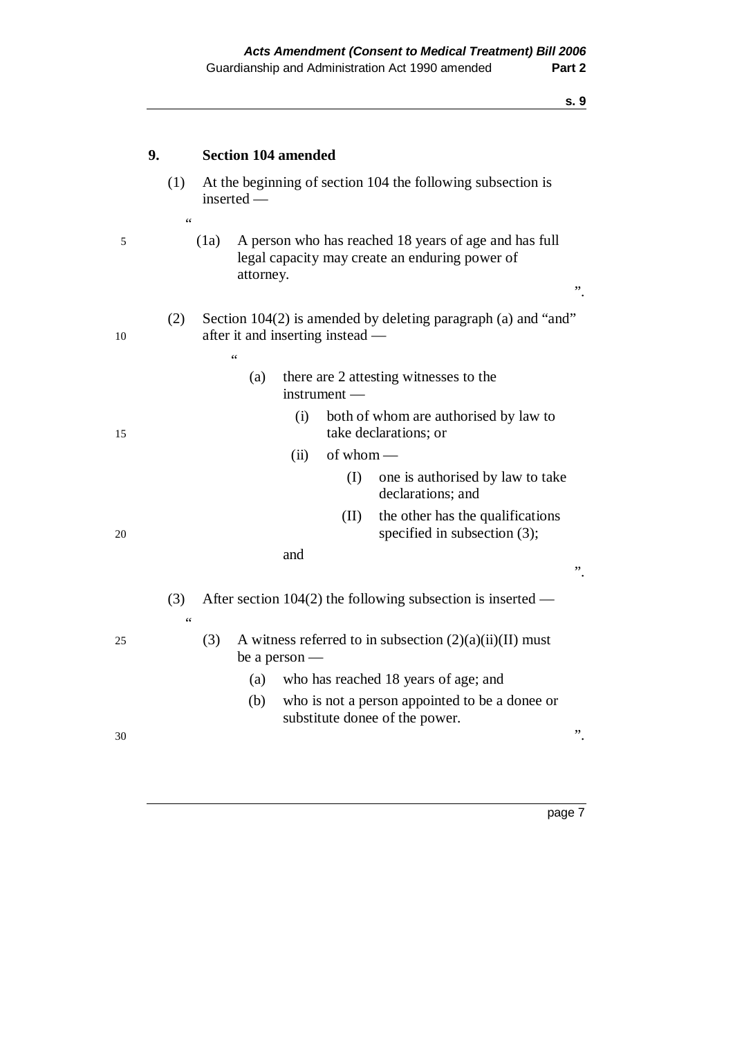**9. Section 104 amended**

(1) At the beginning of section 104 the following subsection is inserted —

“

(1a) A person who has reached 18 years of age and has full legal capacity may create an enduring power of attorney.

”.

(2) Section 104(2) is amended by deleting paragraph (a) and “and” after it and inserting instead —

“

(a) there are 2 attesting witnesses to the instrument —

(i) both of whom are authorised by law to take declarations; or

(ii) of whom —

(I) one is authorised by law to take declarations; and

(II) the other has the qualifications specified in subsection (3);

and

”.

(3) After section 104(2) the following subsection is inserted —

“

(3) A witness referred to in subsection (2)(a)(ii)(II) must be a person —

(a) who has reached 18 years of age; and

(b) who is not a person appointed to be a donee or substitute donee of the power.

”.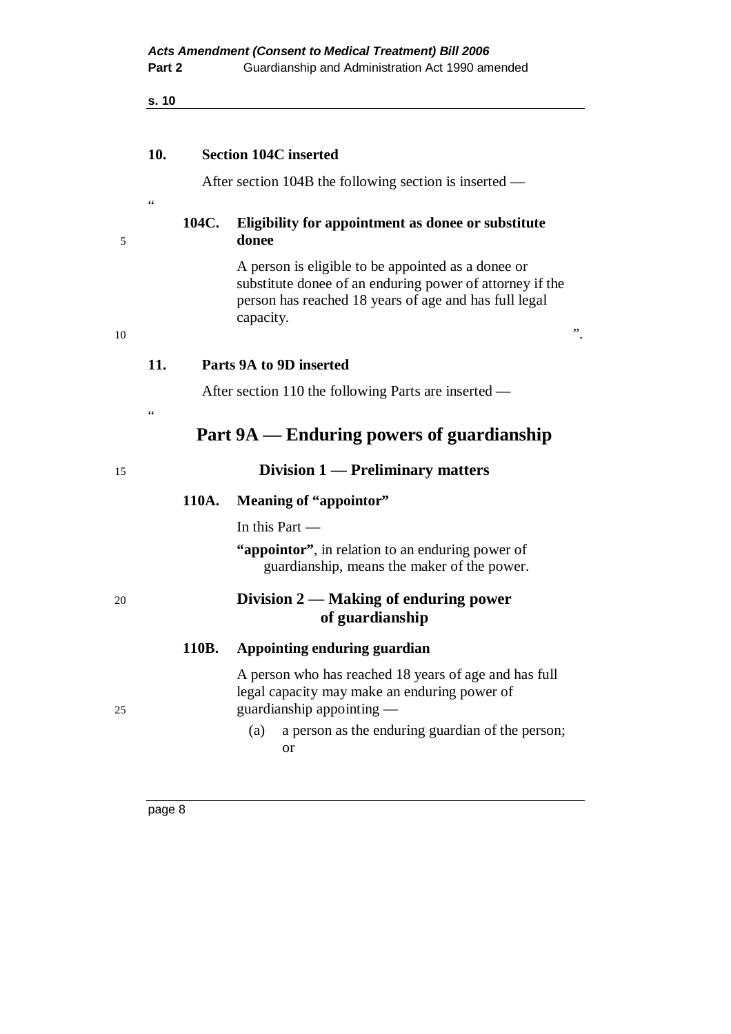**10. Section 104C inserted**

After section 104B the following section is inserted —

"

**104C. Eligibility for appointment as donee or substitute donee**

A person is eligible to be appointed as a donee or substitute donee of an enduring power of attorney if the person has reached 18 years of age and has full legal capacity.

".

**11. Parts 9A to 9D inserted**

After section 110 the following Parts are inserted —

"

# Part 9A — Enduring powers of guardianship

## Division 1 — Preliminary matters

**110A. Meaning of "appointor"**

In this Part —

**"appointor"**, in relation to an enduring power of guardianship, means the maker of the power.

## Division 2 — Making of enduring power of guardianship

**110B. Appointing enduring guardian**

A person who has reached 18 years of age and has full legal capacity may make an enduring power of guardianship appointing —

(a) a person as the enduring guardian of the person; or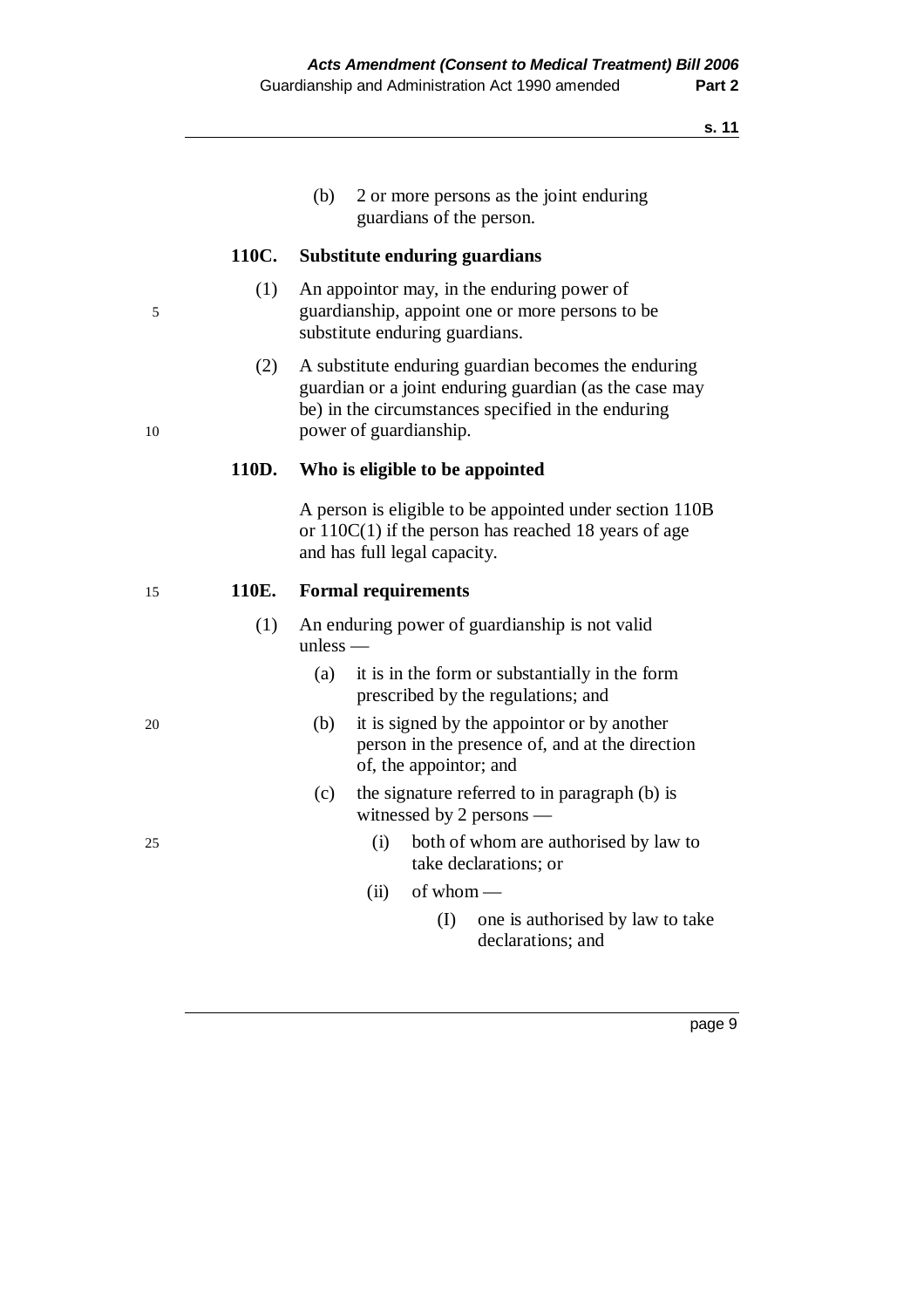(b) 2 or more persons as the joint enduring guardians of the person.

**110C. Substitute enduring guardians**

(1) An appointor may, in the enduring power of guardianship, appoint one or more persons to be substitute enduring guardians.

(2) A substitute enduring guardian becomes the enduring guardian or a joint enduring guardian (as the case may be) in the circumstances specified in the enduring power of guardianship.

**110D. Who is eligible to be appointed**

A person is eligible to be appointed under section 110B or 110C(1) if the person has reached 18 years of age and has full legal capacity.

**110E. Formal requirements**

(1) An enduring power of guardianship is not valid unless —

- (a) it is in the form or substantially in the form prescribed by the regulations; and
- (b) it is signed by the appointor or by another person in the presence of, and at the direction of, the appointor; and
- (c) the signature referred to in paragraph (b) is witnessed by 2 persons —
  - (i) both of whom are authorised by law to take declarations; or
  - (ii) of whom —
    - (I) one is authorised by law to take declarations; and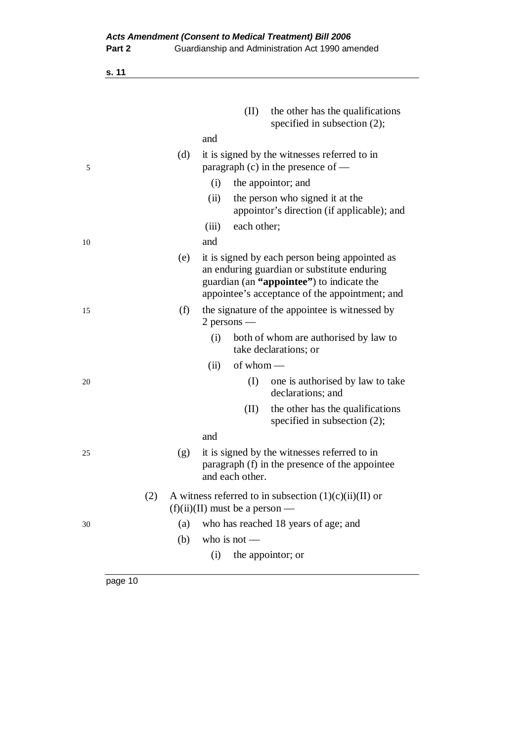(II) the other has the qualifications specified in subsection (2);

and

(d) it is signed by the witnesses referred to in paragraph (c) in the presence of —

(i) the appointor; and

(ii) the person who signed it at the appointor's direction (if applicable); and

(iii) each other;

and

(e) it is signed by each person being appointed as an enduring guardian or substitute enduring guardian (an **"appointee"**) to indicate the appointee's acceptance of the appointment; and

(f) the signature of the appointee is witnessed by 2 persons —

(i) both of whom are authorised by law to take declarations; or

(ii) of whom —

(I) one is authorised by law to take declarations; and

(II) the other has the qualifications specified in subsection (2);

and

(g) it is signed by the witnesses referred to in paragraph (f) in the presence of the appointee and each other.

(2) A witness referred to in subsection (1)(c)(ii)(II) or (f)(ii)(II) must be a person —

(a) who has reached 18 years of age; and

(b) who is not —

(i) the appointor; or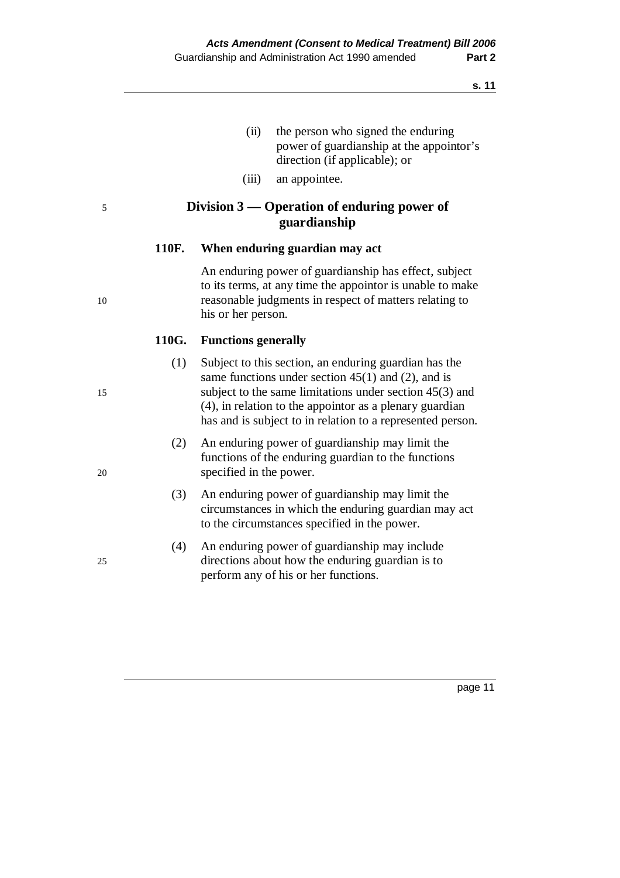(ii) the person who signed the enduring power of guardianship at the appointor's direction (if applicable); or

(iii) an appointee.

## Division 3 — Operation of enduring power of guardianship

### 110F. When enduring guardian may act

An enduring power of guardianship has effect, subject to its terms, at any time the appointor is unable to make reasonable judgments in respect of matters relating to his or her person.

### 110G. Functions generally

(1) Subject to this section, an enduring guardian has the same functions under section 45(1) and (2), and is subject to the same limitations under section 45(3) and (4), in relation to the appointor as a plenary guardian has and is subject to in relation to a represented person.

(2) An enduring power of guardianship may limit the functions of the enduring guardian to the functions specified in the power.

(3) An enduring power of guardianship may limit the circumstances in which the enduring guardian may act to the circumstances specified in the power.

(4) An enduring power of guardianship may include directions about how the enduring guardian is to perform any of his or her functions.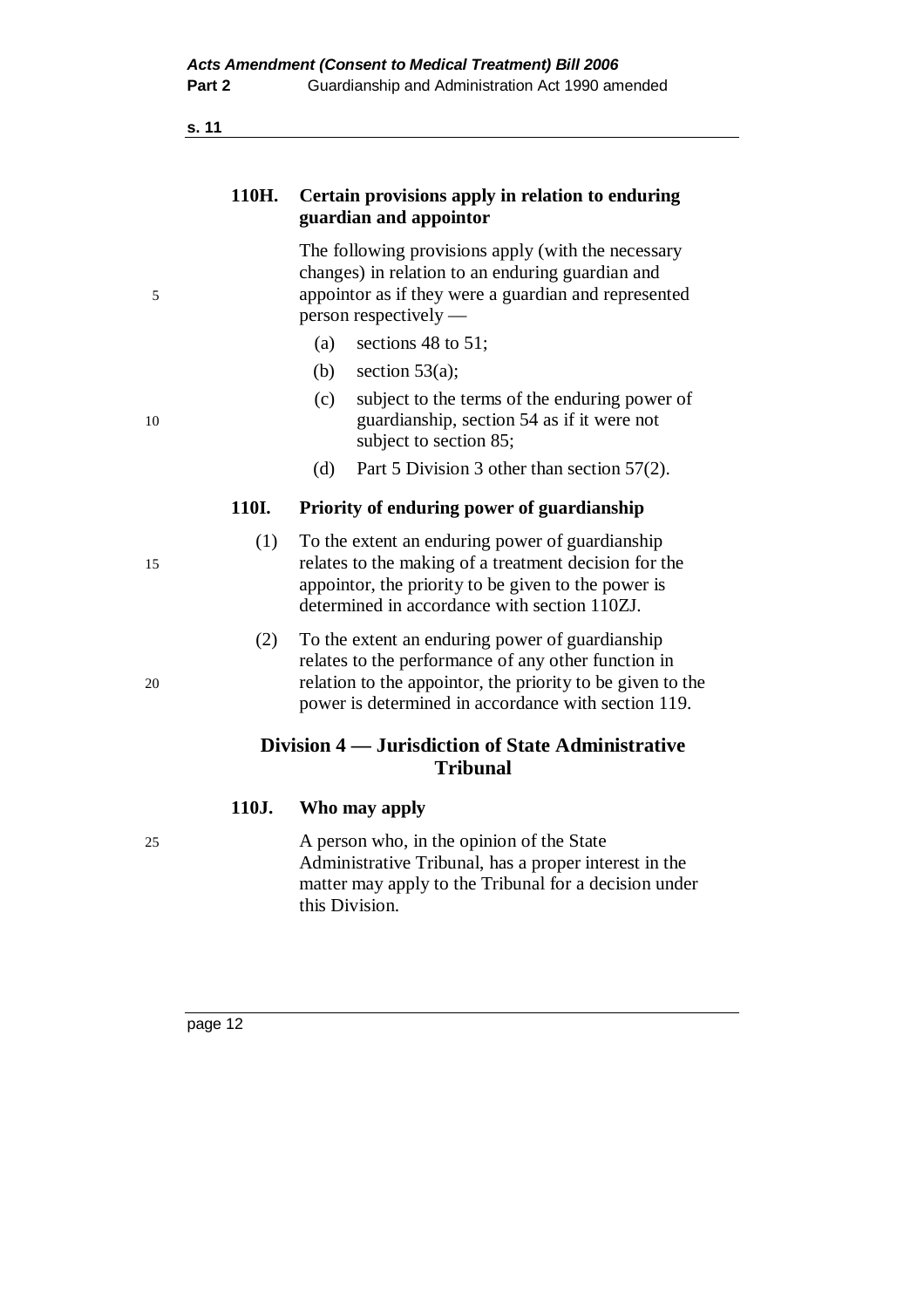### 110H. Certain provisions apply in relation to enduring guardian and appointor

The following provisions apply (with the necessary changes) in relation to an enduring guardian and appointor as if they were a guardian and represented person respectively —

(a) sections 48 to 51;

(b) section 53(a);

(c) subject to the terms of the enduring power of guardianship, section 54 as if it were not subject to section 85;

(d) Part 5 Division 3 other than section 57(2).

### 110I. Priority of enduring power of guardianship

(1) To the extent an enduring power of guardianship relates to the making of a treatment decision for the appointor, the priority to be given to the power is determined in accordance with section 110ZJ.

(2) To the extent an enduring power of guardianship relates to the performance of any other function in relation to the appointor, the priority to be given to the power is determined in accordance with section 119.

## Division 4 — Jurisdiction of State Administrative Tribunal

### 110J. Who may apply

A person who, in the opinion of the State Administrative Tribunal, has a proper interest in the matter may apply to the Tribunal for a decision under this Division.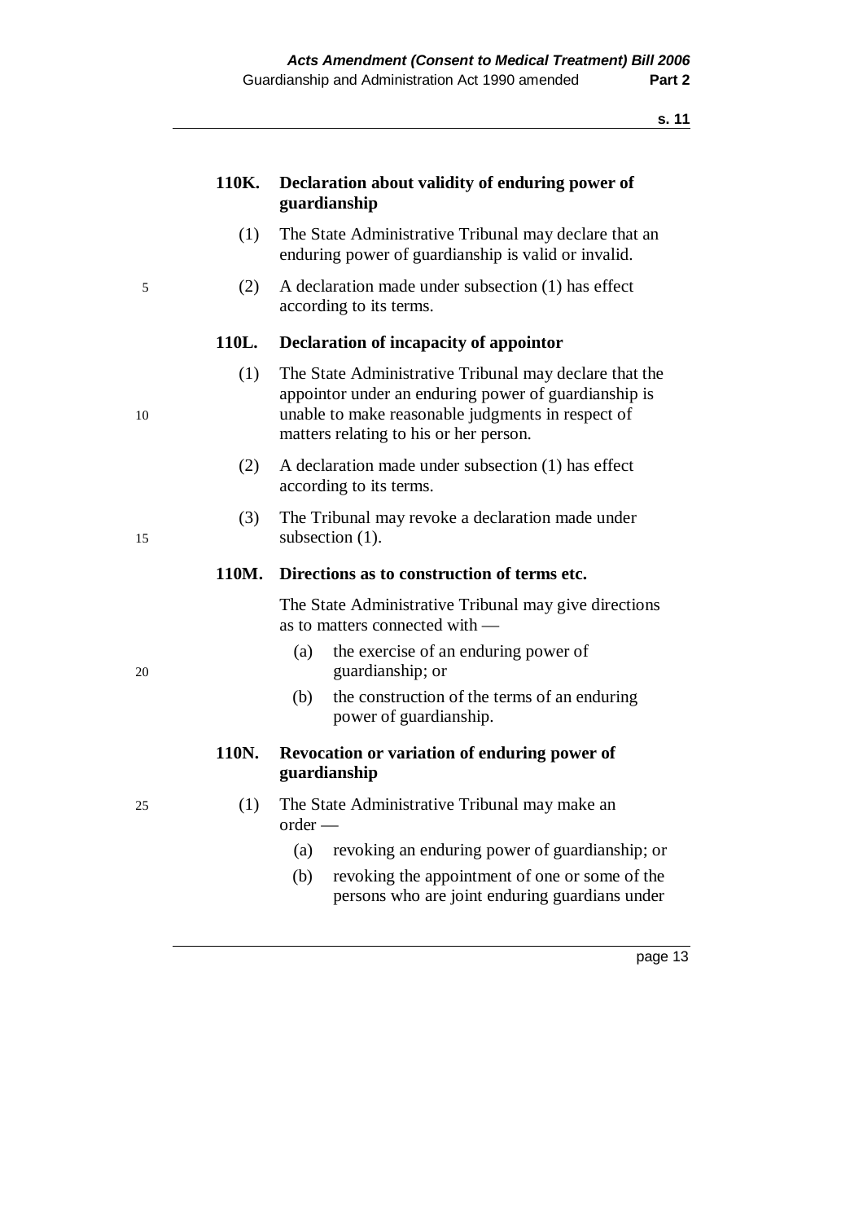### 110K. Declaration about validity of enduring power of guardianship

(1) The State Administrative Tribunal may declare that an enduring power of guardianship is valid or invalid.

(2) A declaration made under subsection (1) has effect according to its terms.

### 110L. Declaration of incapacity of appointor

(1) The State Administrative Tribunal may declare that the appointor under an enduring power of guardianship is unable to make reasonable judgments in respect of matters relating to his or her person.

(2) A declaration made under subsection (1) has effect according to its terms.

(3) The Tribunal may revoke a declaration made under subsection (1).

### 110M. Directions as to construction of terms etc.

The State Administrative Tribunal may give directions as to matters connected with —

(a) the exercise of an enduring power of guardianship; or

(b) the construction of the terms of an enduring power of guardianship.

### 110N. Revocation or variation of enduring power of guardianship

(1) The State Administrative Tribunal may make an order —

(a) revoking an enduring power of guardianship; or

(b) revoking the appointment of one or some of the persons who are joint enduring guardians under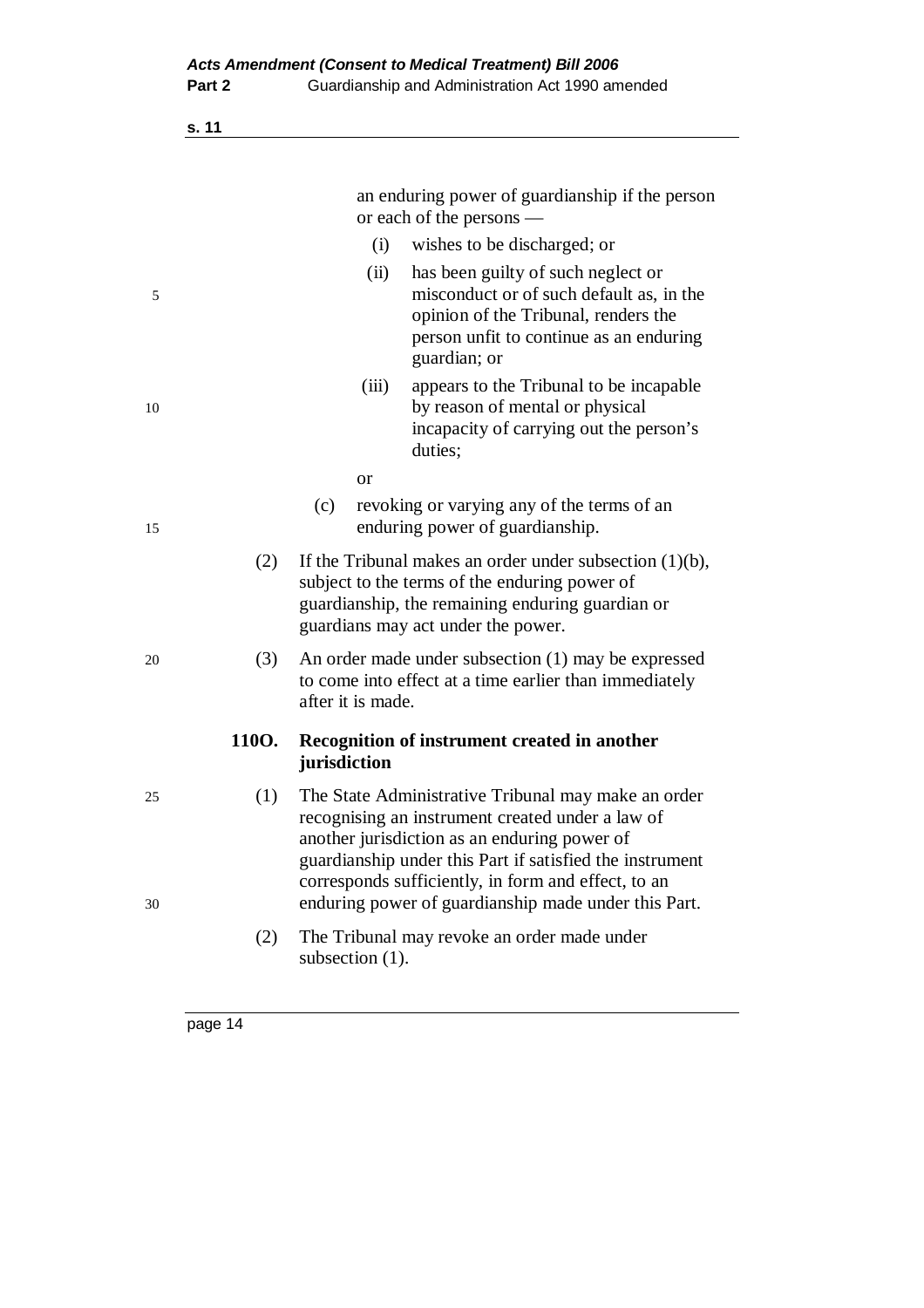an enduring power of guardianship if the person or each of the persons —

(i) wishes to be discharged; or

(ii) has been guilty of such neglect or misconduct or of such default as, in the opinion of the Tribunal, renders the person unfit to continue as an enduring guardian; or

(iii) appears to the Tribunal to be incapable by reason of mental or physical incapacity of carrying out the person's duties;

or

(c) revoking or varying any of the terms of an enduring power of guardianship.

(2) If the Tribunal makes an order under subsection (1)(b), subject to the terms of the enduring power of guardianship, the remaining enduring guardian or guardians may act under the power.

(3) An order made under subsection (1) may be expressed to come into effect at a time earlier than immediately after it is made.

**110O. Recognition of instrument created in another jurisdiction**

(1) The State Administrative Tribunal may make an order recognising an instrument created under a law of another jurisdiction as an enduring power of guardianship under this Part if satisfied the instrument corresponds sufficiently, in form and effect, to an enduring power of guardianship made under this Part.

(2) The Tribunal may revoke an order made under subsection (1).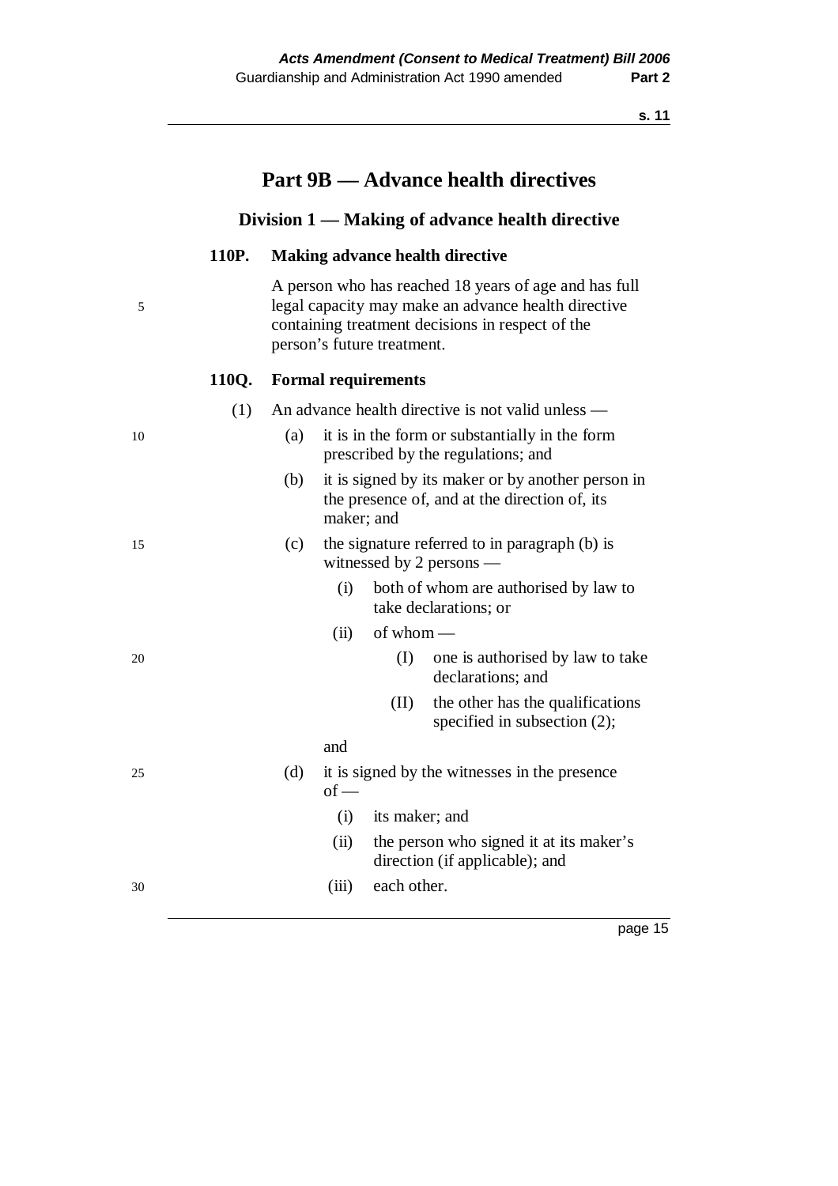# Part 9B — Advance health directives

## Division 1 — Making of advance health directive

### 110P. Making advance health directive

A person who has reached 18 years of age and has full legal capacity may make an advance health directive containing treatment decisions in respect of the person's future treatment.

### 110Q. Formal requirements

(1) An advance health directive is not valid unless —

- (a) it is in the form or substantially in the form prescribed by the regulations; and
- (b) it is signed by its maker or by another person in the presence of, and at the direction of, its maker; and
- (c) the signature referred to in paragraph (b) is witnessed by 2 persons —
  - (i) both of whom are authorised by law to take declarations; or
  - (ii) of whom —
    - (I) one is authorised by law to take declarations; and
    - (II) the other has the qualifications specified in subsection (2);

  and
- (d) it is signed by the witnesses in the presence of —
  - (i) its maker; and
  - (ii) the person who signed it at its maker's direction (if applicable); and
  - (iii) each other.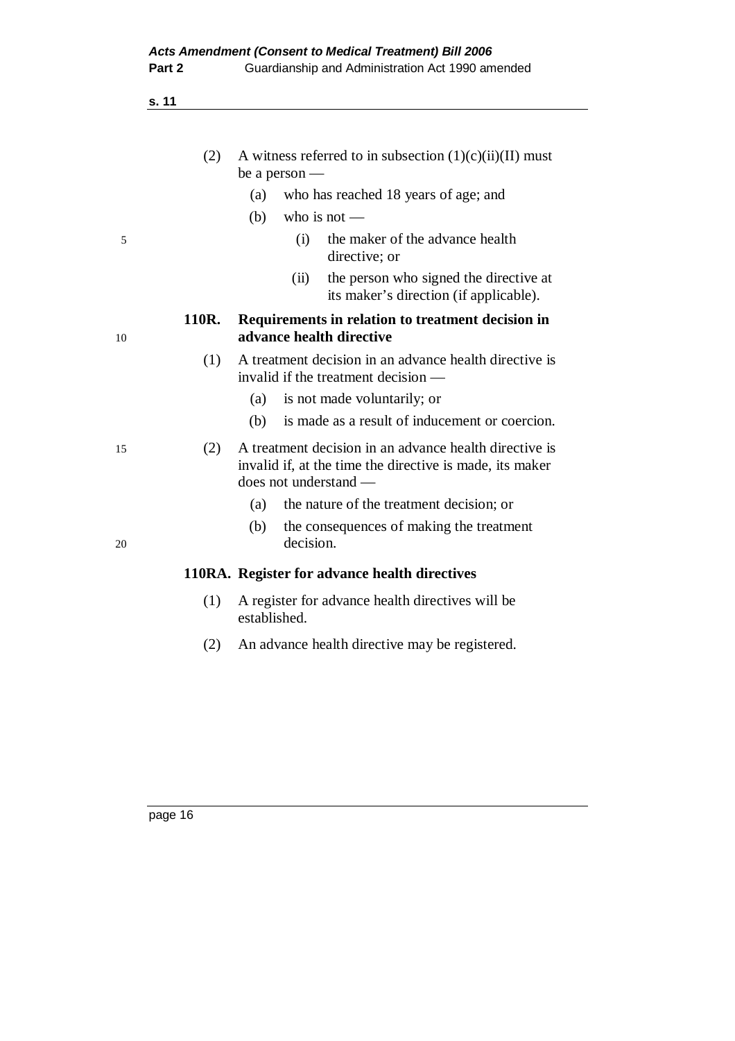(2) A witness referred to in subsection (1)(c)(ii)(II) must be a person —

   (a) who has reached 18 years of age; and

   (b) who is not —

      (i) the maker of the advance health directive; or

      (ii) the person who signed the directive at its maker's direction (if applicable).

**110R. Requirements in relation to treatment decision in advance health directive**

(1) A treatment decision in an advance health directive is invalid if the treatment decision —

   (a) is not made voluntarily; or

   (b) is made as a result of inducement or coercion.

(2) A treatment decision in an advance health directive is invalid if, at the time the directive is made, its maker does not understand —

   (a) the nature of the treatment decision; or

   (b) the consequences of making the treatment decision.

**110RA. Register for advance health directives**

(1) A register for advance health directives will be established.

(2) An advance health directive may be registered.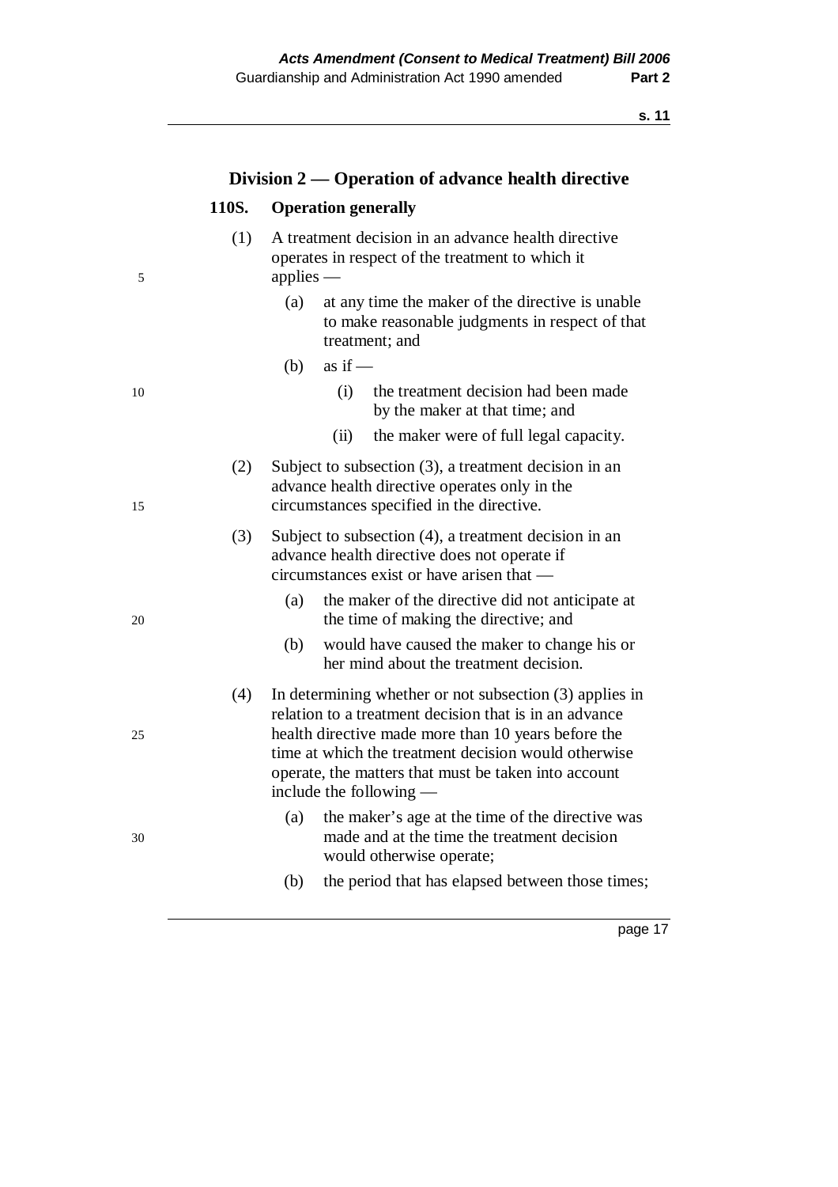## Division 2 — Operation of advance health directive

### 110S. Operation generally

(1) A treatment decision in an advance health directive operates in respect of the treatment to which it applies —

- (a) at any time the maker of the directive is unable to make reasonable judgments in respect of that treatment; and
- (b) as if —
  - (i) the treatment decision had been made by the maker at that time; and
  - (ii) the maker were of full legal capacity.

(2) Subject to subsection (3), a treatment decision in an advance health directive operates only in the circumstances specified in the directive.

(3) Subject to subsection (4), a treatment decision in an advance health directive does not operate if circumstances exist or have arisen that —

- (a) the maker of the directive did not anticipate at the time of making the directive; and
- (b) would have caused the maker to change his or her mind about the treatment decision.

(4) In determining whether or not subsection (3) applies in relation to a treatment decision that is in an advance health directive made more than 10 years before the time at which the treatment decision would otherwise operate, the matters that must be taken into account include the following —

- (a) the maker's age at the time of the directive was made and at the time the treatment decision would otherwise operate;
- (b) the period that has elapsed between those times;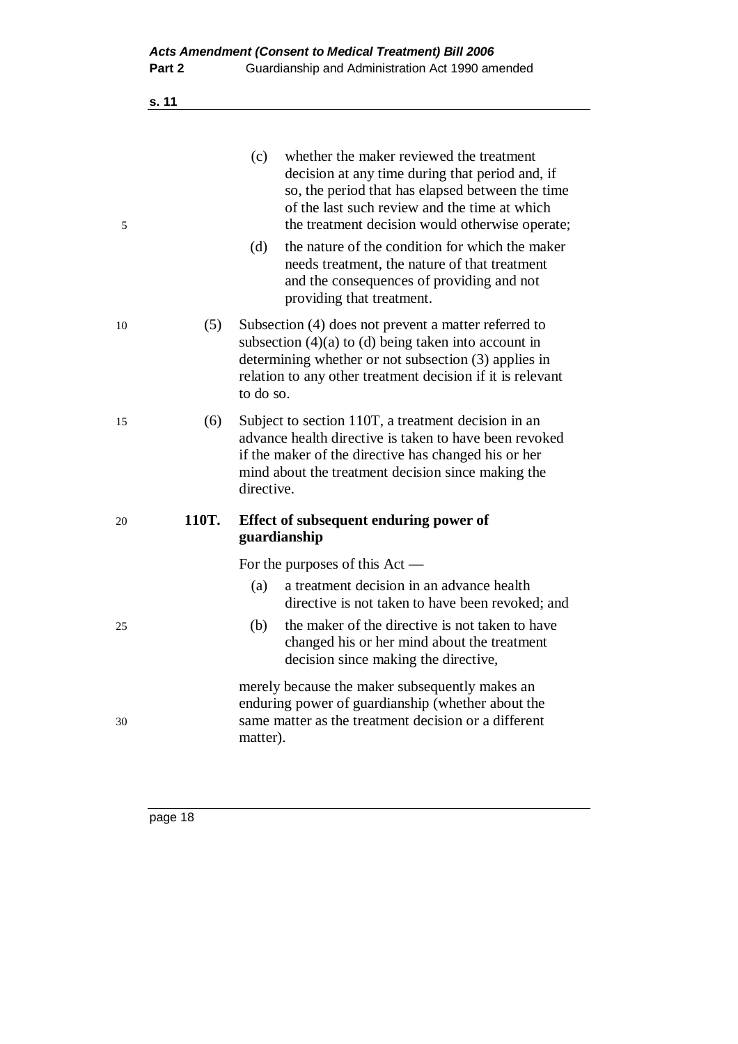(c) whether the maker reviewed the treatment decision at any time during that period and, if so, the period that has elapsed between the time of the last such review and the time at which the treatment decision would otherwise operate;

(d) the nature of the condition for which the maker needs treatment, the nature of that treatment and the consequences of providing and not providing that treatment.

(5) Subsection (4) does not prevent a matter referred to subsection (4)(a) to (d) being taken into account in determining whether or not subsection (3) applies in relation to any other treatment decision if it is relevant to do so.

(6) Subject to section 110T, a treatment decision in an advance health directive is taken to have been revoked if the maker of the directive has changed his or her mind about the treatment decision since making the directive.

**110T. Effect of subsequent enduring power of guardianship**

For the purposes of this Act —

(a) a treatment decision in an advance health directive is not taken to have been revoked; and

(b) the maker of the directive is not taken to have changed his or her mind about the treatment decision since making the directive,

merely because the maker subsequently makes an enduring power of guardianship (whether about the same matter as the treatment decision or a different matter).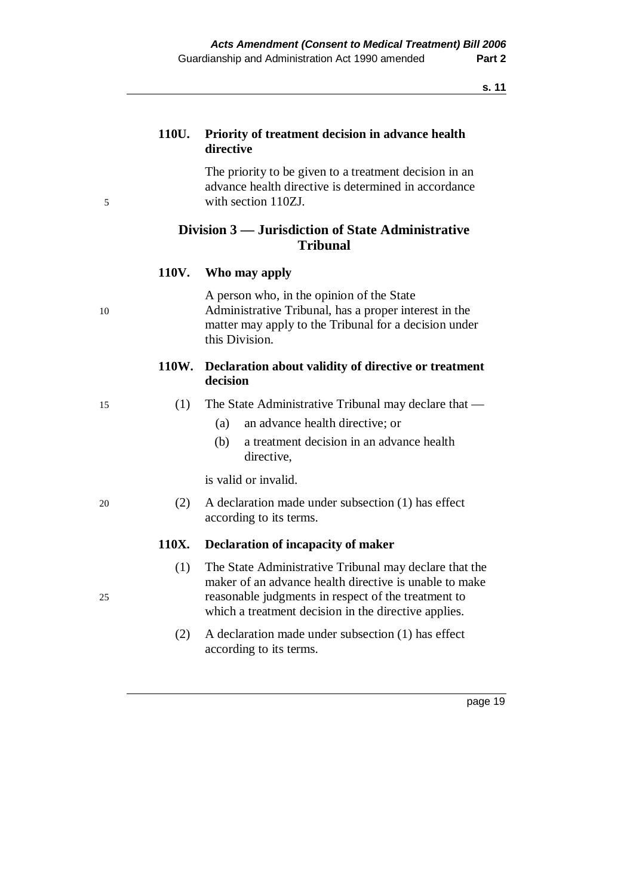### 110U. Priority of treatment decision in advance health directive

The priority to be given to a treatment decision in an advance health directive is determined in accordance with section 110ZJ.

## Division 3 — Jurisdiction of State Administrative Tribunal

### 110V. Who may apply

A person who, in the opinion of the State Administrative Tribunal, has a proper interest in the matter may apply to the Tribunal for a decision under this Division.

### 110W. Declaration about validity of directive or treatment decision

(1) The State Administrative Tribunal may declare that —

(a) an advance health directive; or

(b) a treatment decision in an advance health directive,

is valid or invalid.

(2) A declaration made under subsection (1) has effect according to its terms.

### 110X. Declaration of incapacity of maker

(1) The State Administrative Tribunal may declare that the maker of an advance health directive is unable to make reasonable judgments in respect of the treatment to which a treatment decision in the directive applies.

(2) A declaration made under subsection (1) has effect according to its terms.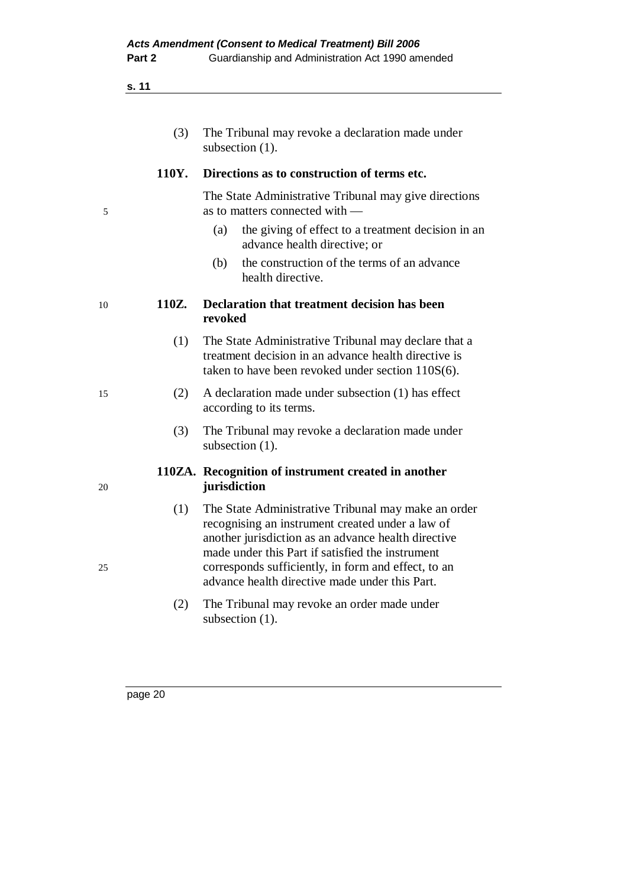(3) The Tribunal may revoke a declaration made under subsection (1).

**110Y. Directions as to construction of terms etc.**

The State Administrative Tribunal may give directions as to matters connected with —

(a) the giving of effect to a treatment decision in an advance health directive; or

(b) the construction of the terms of an advance health directive.

**110Z. Declaration that treatment decision has been revoked**

(1) The State Administrative Tribunal may declare that a treatment decision in an advance health directive is taken to have been revoked under section 110S(6).

(2) A declaration made under subsection (1) has effect according to its terms.

(3) The Tribunal may revoke a declaration made under subsection (1).

**110ZA. Recognition of instrument created in another jurisdiction**

(1) The State Administrative Tribunal may make an order recognising an instrument created under a law of another jurisdiction as an advance health directive made under this Part if satisfied the instrument corresponds sufficiently, in form and effect, to an advance health directive made under this Part.

(2) The Tribunal may revoke an order made under subsection (1).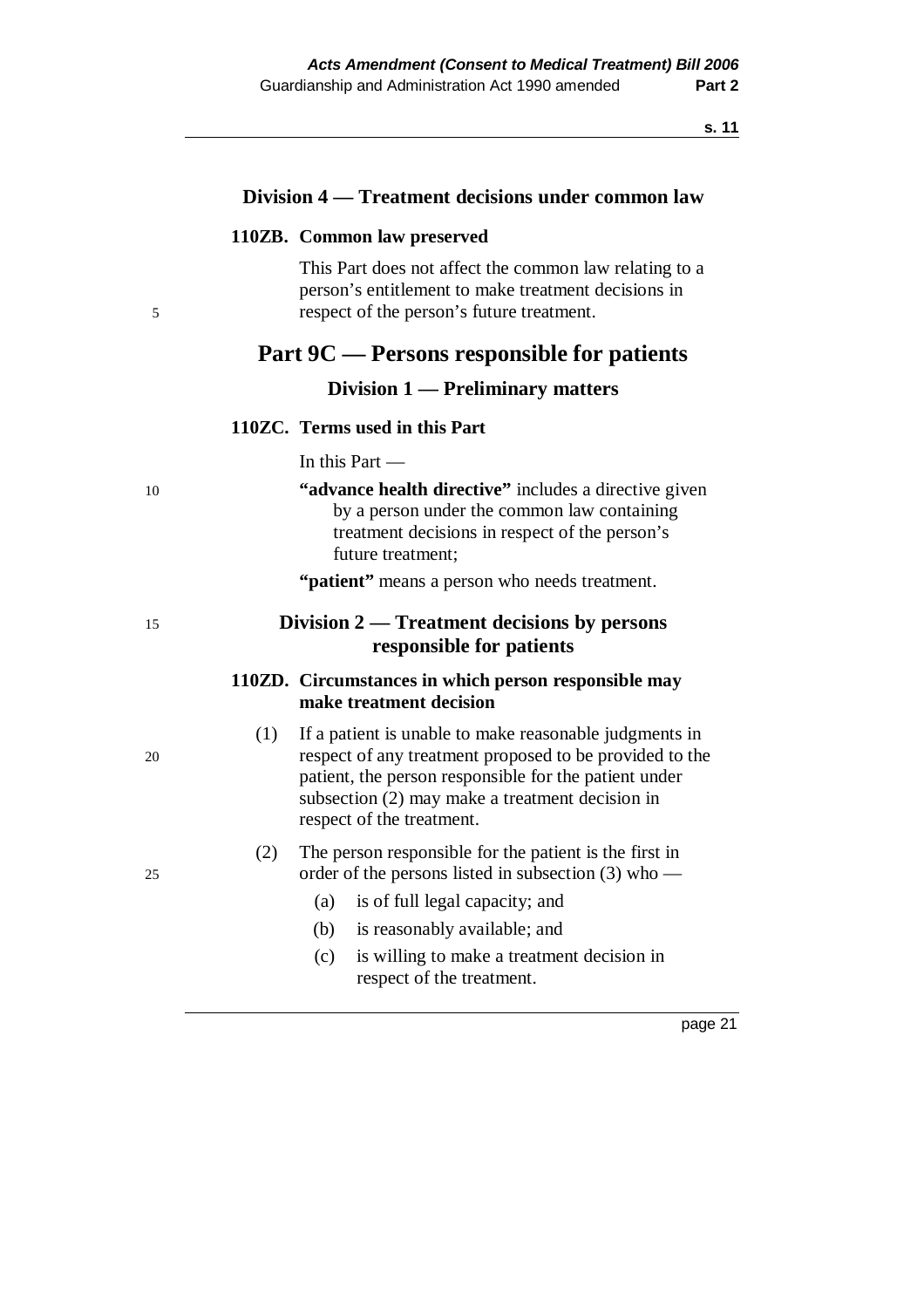### Division 4 — Treatment decisions under common law

**110ZB. Common law preserved**

This Part does not affect the common law relating to a person's entitlement to make treatment decisions in respect of the person's future treatment.

## Part 9C — Persons responsible for patients

### Division 1 — Preliminary matters

**110ZC. Terms used in this Part**

In this Part —

**"advance health directive"** includes a directive given by a person under the common law containing treatment decisions in respect of the person's future treatment;

**"patient"** means a person who needs treatment.

### Division 2 — Treatment decisions by persons responsible for patients

**110ZD. Circumstances in which person responsible may make treatment decision**

(1) If a patient is unable to make reasonable judgments in respect of any treatment proposed to be provided to the patient, the person responsible for the patient under subsection (2) may make a treatment decision in respect of the treatment.

(2) The person responsible for the patient is the first in order of the persons listed in subsection (3) who —

- (a) is of full legal capacity; and
- (b) is reasonably available; and
- (c) is willing to make a treatment decision in respect of the treatment.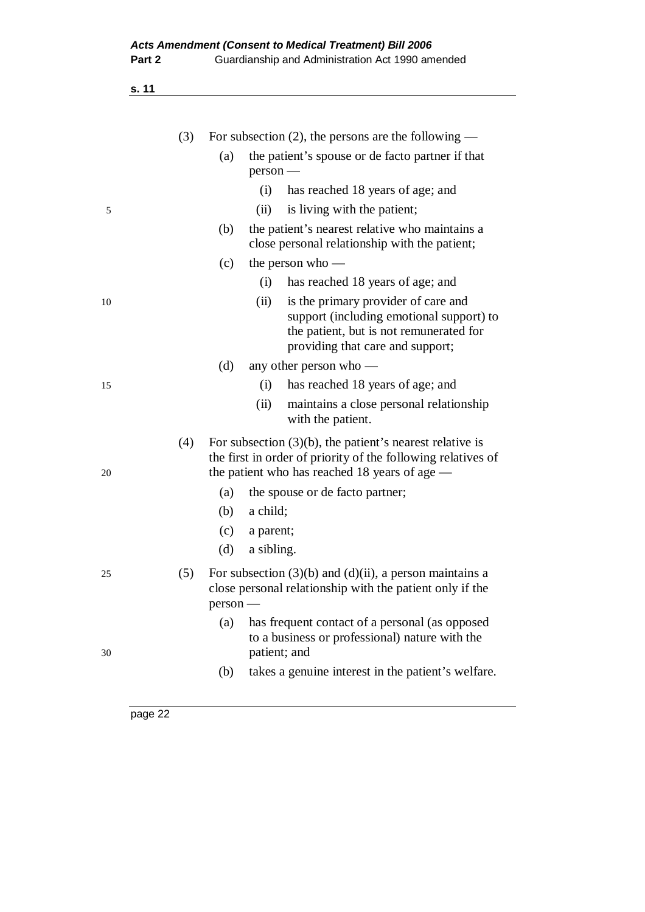(3) For subsection (2), the persons are the following —

   (a) the patient's spouse or de facto partner if that person —

      (i) has reached 18 years of age; and

      (ii) is living with the patient;

   (b) the patient's nearest relative who maintains a close personal relationship with the patient;

   (c) the person who —

      (i) has reached 18 years of age; and

      (ii) is the primary provider of care and support (including emotional support) to the patient, but is not remunerated for providing that care and support;

   (d) any other person who —

      (i) has reached 18 years of age; and

      (ii) maintains a close personal relationship with the patient.

(4) For subsection (3)(b), the patient's nearest relative is the first in order of priority of the following relatives of the patient who has reached 18 years of age —

   (a) the spouse or de facto partner;

   (b) a child;

   (c) a parent;

   (d) a sibling.

(5) For subsection (3)(b) and (d)(ii), a person maintains a close personal relationship with the patient only if the person —

   (a) has frequent contact of a personal (as opposed to a business or professional) nature with the patient; and

   (b) takes a genuine interest in the patient's welfare.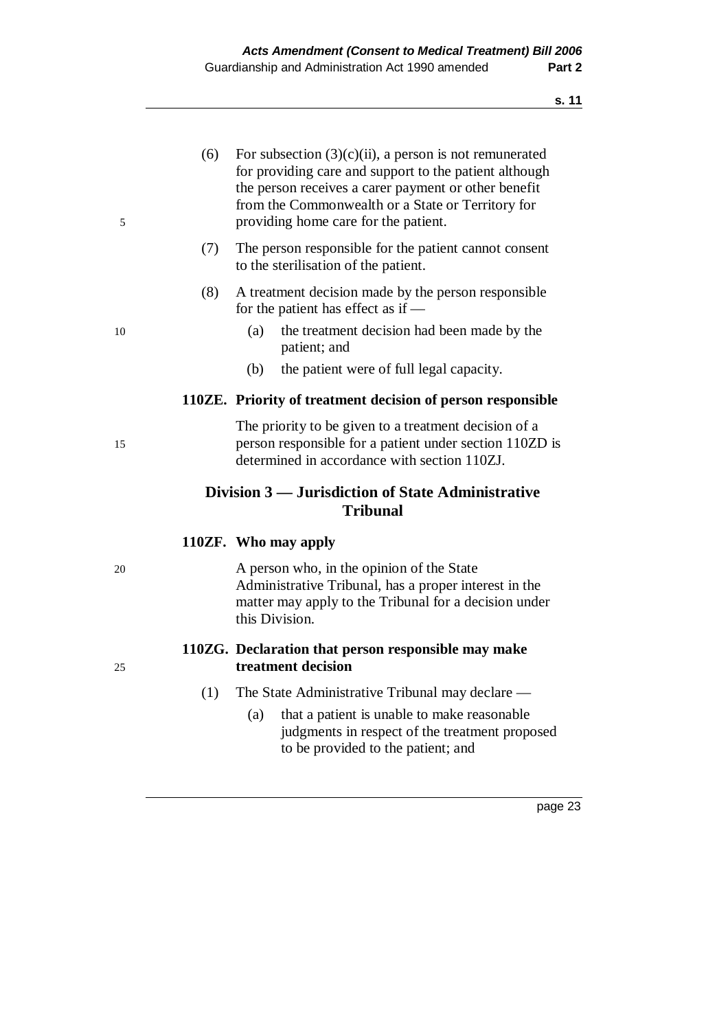(6) For subsection (3)(c)(ii), a person is not remunerated for providing care and support to the patient although the person receives a carer payment or other benefit from the Commonwealth or a State or Territory for providing home care for the patient.

(7) The person responsible for the patient cannot consent to the sterilisation of the patient.

(8) A treatment decision made by the person responsible for the patient has effect as if —

(a) the treatment decision had been made by the patient; and

(b) the patient were of full legal capacity.

**110ZE. Priority of treatment decision of person responsible**

The priority to be given to a treatment decision of a person responsible for a patient under section 110ZD is determined in accordance with section 110ZJ.

## Division 3 — Jurisdiction of State Administrative Tribunal

**110ZF. Who may apply**

A person who, in the opinion of the State Administrative Tribunal, has a proper interest in the matter may apply to the Tribunal for a decision under this Division.

**110ZG. Declaration that person responsible may make treatment decision**

(1) The State Administrative Tribunal may declare —

(a) that a patient is unable to make reasonable judgments in respect of the treatment proposed to be provided to the patient; and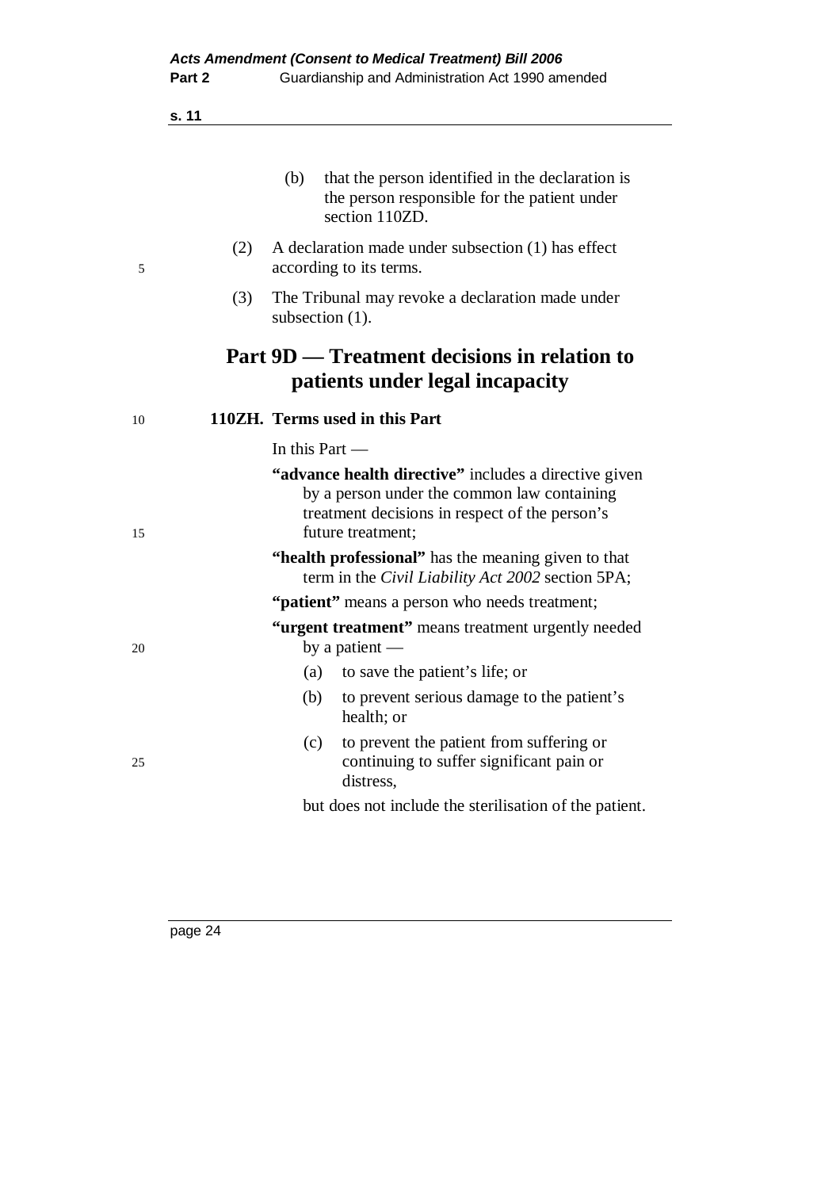(b) that the person identified in the declaration is the person responsible for the patient under section 110ZD.

(2) A declaration made under subsection (1) has effect according to its terms.

(3) The Tribunal may revoke a declaration made under subsection (1).

## Part 9D — Treatment decisions in relation to patients under legal incapacity

### 110ZH. Terms used in this Part

In this Part —

**"advance health directive"** includes a directive given by a person under the common law containing treatment decisions in respect of the person's future treatment;

**"health professional"** has the meaning given to that term in the *Civil Liability Act 2002* section 5PA;

**"patient"** means a person who needs treatment;

**"urgent treatment"** means treatment urgently needed by a patient —

(a) to save the patient's life; or

(b) to prevent serious damage to the patient's health; or

(c) to prevent the patient from suffering or continuing to suffer significant pain or distress,

but does not include the sterilisation of the patient.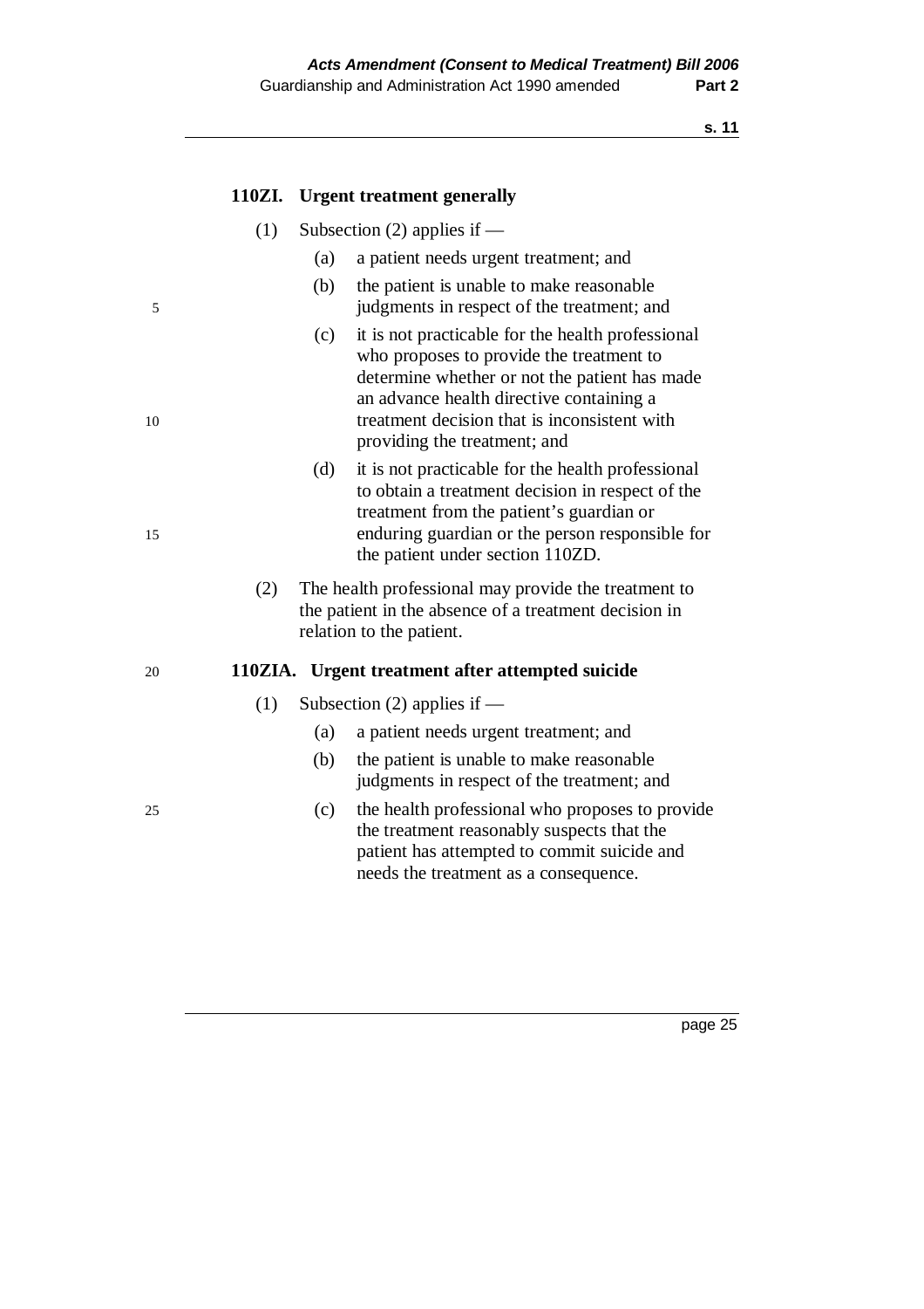### 110ZI. Urgent treatment generally

(1) Subsection (2) applies if —

(a) a patient needs urgent treatment; and

(b) the patient is unable to make reasonable judgments in respect of the treatment; and

(c) it is not practicable for the health professional who proposes to provide the treatment to determine whether or not the patient has made an advance health directive containing a treatment decision that is inconsistent with providing the treatment; and

(d) it is not practicable for the health professional to obtain a treatment decision in respect of the treatment from the patient's guardian or enduring guardian or the person responsible for the patient under section 110ZD.

(2) The health professional may provide the treatment to the patient in the absence of a treatment decision in relation to the patient.

### 110ZIA. Urgent treatment after attempted suicide

(1) Subsection (2) applies if —

(a) a patient needs urgent treatment; and

(b) the patient is unable to make reasonable judgments in respect of the treatment; and

(c) the health professional who proposes to provide the treatment reasonably suspects that the patient has attempted to commit suicide and needs the treatment as a consequence.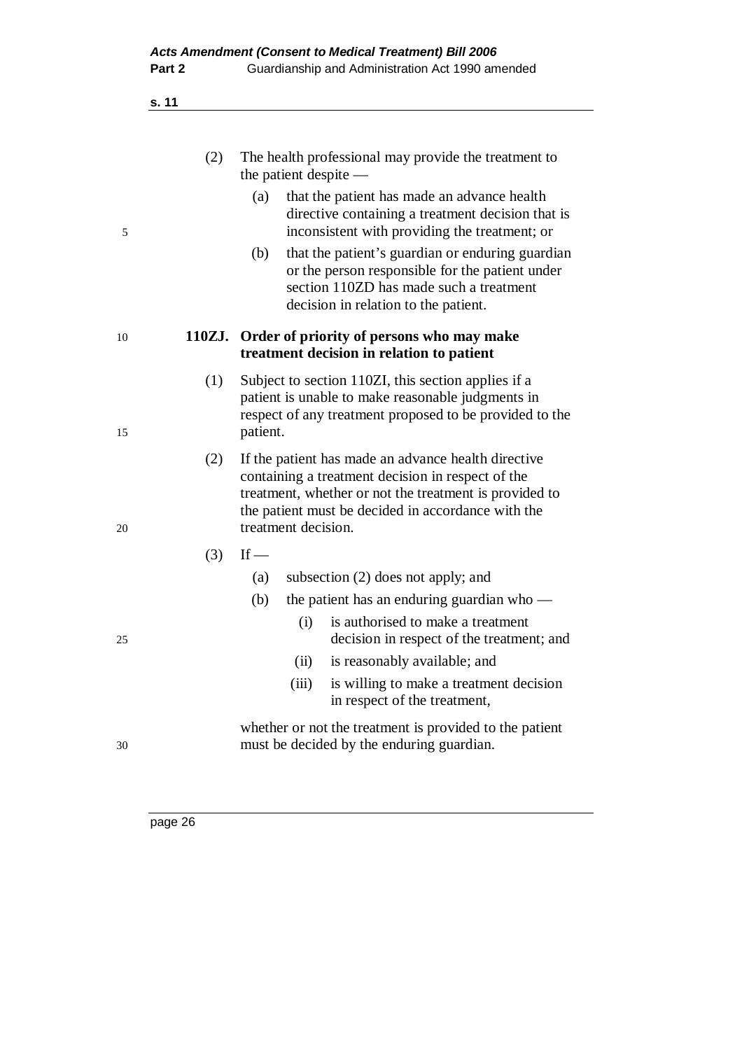(2) The health professional may provide the treatment to the patient despite —

   (a) that the patient has made an advance health directive containing a treatment decision that is inconsistent with providing the treatment; or

   (b) that the patient's guardian or enduring guardian or the person responsible for the patient under section 110ZD has made such a treatment decision in relation to the patient.

**110ZJ. Order of priority of persons who may make treatment decision in relation to patient**

(1) Subject to section 110ZI, this section applies if a patient is unable to make reasonable judgments in respect of any treatment proposed to be provided to the patient.

(2) If the patient has made an advance health directive containing a treatment decision in respect of the treatment, whether or not the treatment is provided to the patient must be decided in accordance with the treatment decision.

(3) If —

   (a) subsection (2) does not apply; and

   (b) the patient has an enduring guardian who —

      (i) is authorised to make a treatment decision in respect of the treatment; and

      (ii) is reasonably available; and

      (iii) is willing to make a treatment decision in respect of the treatment,

   whether or not the treatment is provided to the patient must be decided by the enduring guardian.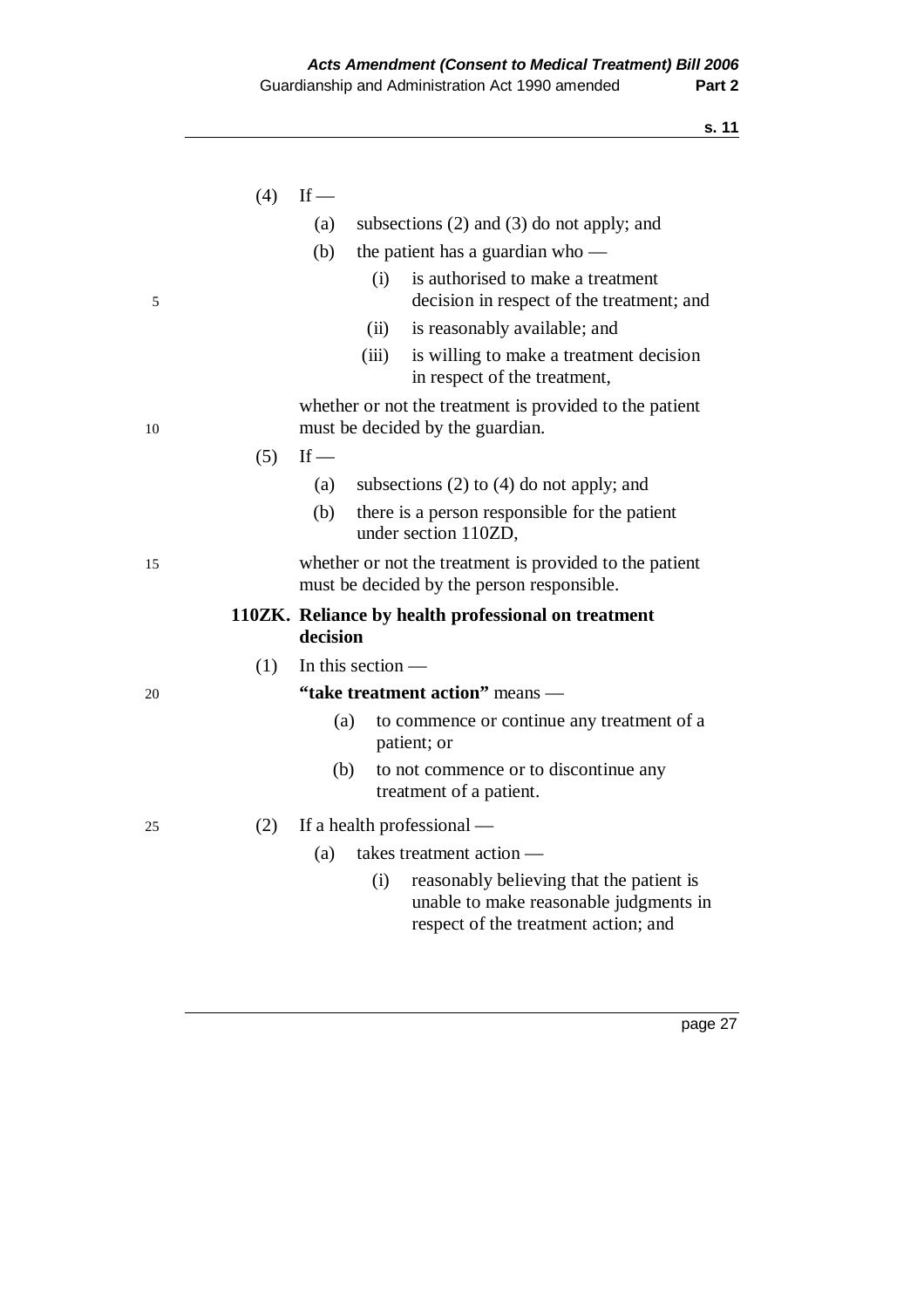(4) If —

(a) subsections (2) and (3) do not apply; and

(b) the patient has a guardian who —

(i) is authorised to make a treatment decision in respect of the treatment; and

(ii) is reasonably available; and

(iii) is willing to make a treatment decision in respect of the treatment,

whether or not the treatment is provided to the patient must be decided by the guardian.

(5) If —

(a) subsections (2) to (4) do not apply; and

(b) there is a person responsible for the patient under section 110ZD,

whether or not the treatment is provided to the patient must be decided by the person responsible.

**110ZK. Reliance by health professional on treatment decision**

(1) In this section —

**"take treatment action"** means —

(a) to commence or continue any treatment of a patient; or

(b) to not commence or to discontinue any treatment of a patient.

(2) If a health professional —

(a) takes treatment action —

(i) reasonably believing that the patient is unable to make reasonable judgments in respect of the treatment action; and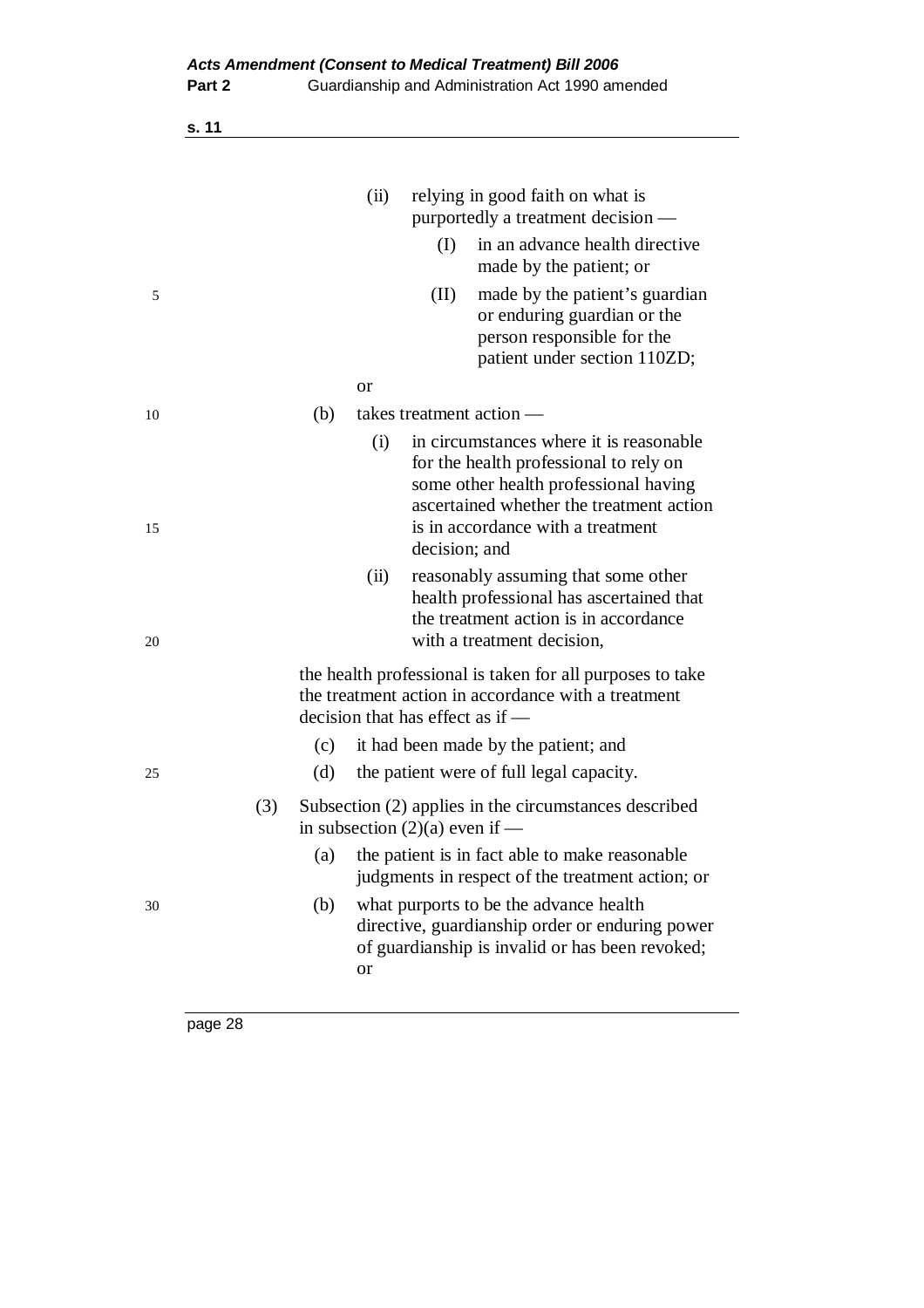(ii) relying in good faith on what is purportedly a treatment decision —

  (I) in an advance health directive made by the patient; or

  (II) made by the patient's guardian or enduring guardian or the person responsible for the patient under section 110ZD;

or

(b) takes treatment action —

  (i) in circumstances where it is reasonable for the health professional to rely on some other health professional having ascertained whether the treatment action is in accordance with a treatment decision; and

  (ii) reasonably assuming that some other health professional has ascertained that the treatment action is in accordance with a treatment decision,

the health professional is taken for all purposes to take the treatment action in accordance with a treatment decision that has effect as if —

(c) it had been made by the patient; and

(d) the patient were of full legal capacity.

(3) Subsection (2) applies in the circumstances described in subsection (2)(a) even if —

(a) the patient is in fact able to make reasonable judgments in respect of the treatment action; or

(b) what purports to be the advance health directive, guardianship order or enduring power of guardianship is invalid or has been revoked; or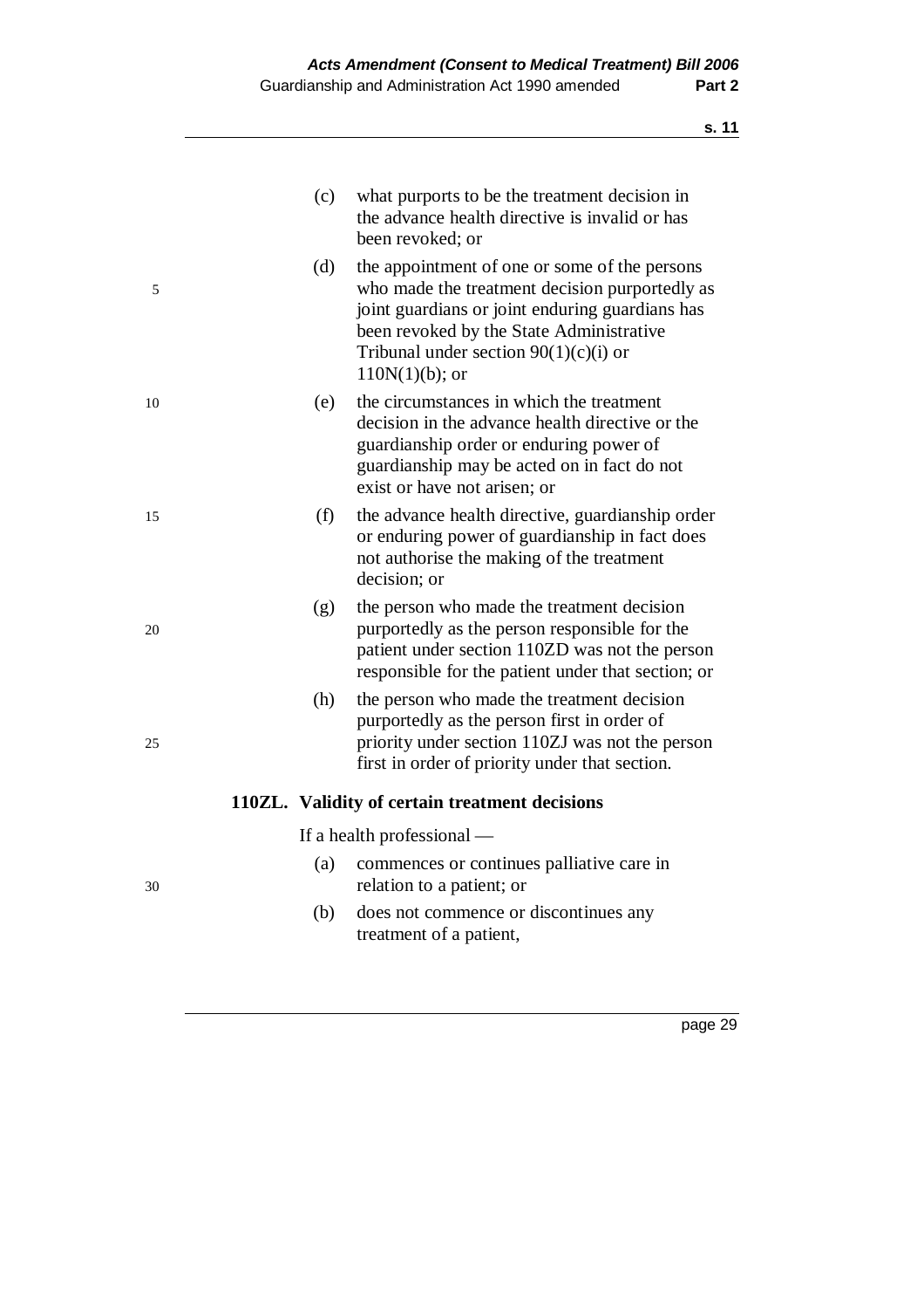(c) what purports to be the treatment decision in the advance health directive is invalid or has been revoked; or

(d) the appointment of one or some of the persons who made the treatment decision purportedly as joint guardians or joint enduring guardians has been revoked by the State Administrative Tribunal under section 90(1)(c)(i) or 110N(1)(b); or

(e) the circumstances in which the treatment decision in the advance health directive or the guardianship order or enduring power of guardianship may be acted on in fact do not exist or have not arisen; or

(f) the advance health directive, guardianship order or enduring power of guardianship in fact does not authorise the making of the treatment decision; or

(g) the person who made the treatment decision purportedly as the person responsible for the patient under section 110ZD was not the person responsible for the patient under that section; or

(h) the person who made the treatment decision purportedly as the person first in order of priority under section 110ZJ was not the person first in order of priority under that section.

**110ZL. Validity of certain treatment decisions**

If a health professional —

(a) commences or continues palliative care in relation to a patient; or

(b) does not commence or discontinues any treatment of a patient,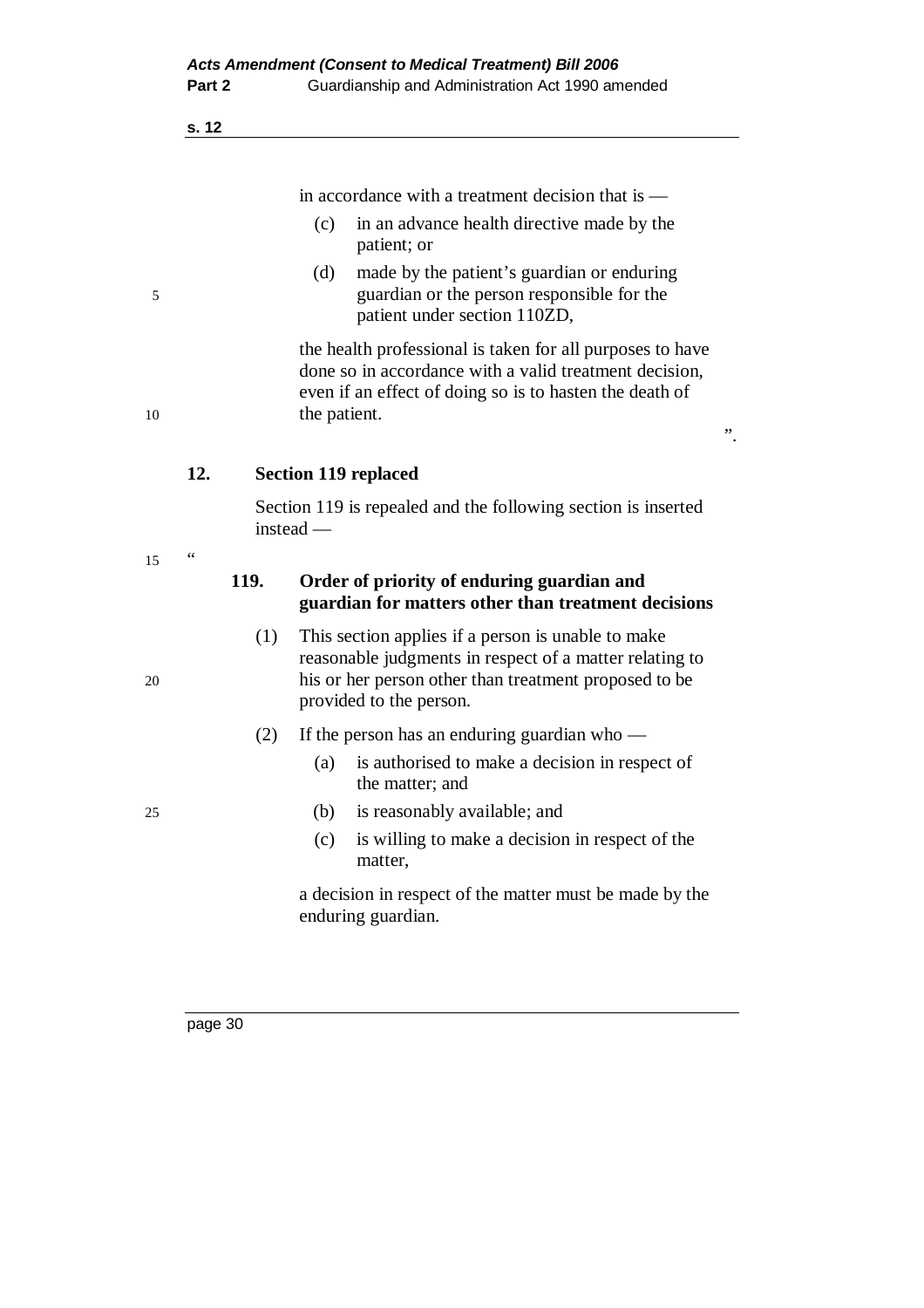in accordance with a treatment decision that is —

(c) in an advance health directive made by the patient; or

(d) made by the patient's guardian or enduring guardian or the person responsible for the patient under section 110ZD,

the health professional is taken for all purposes to have done so in accordance with a valid treatment decision, even if an effect of doing so is to hasten the death of the patient.

".

**12. Section 119 replaced**

Section 119 is repealed and the following section is inserted instead —

"

**119. Order of priority of enduring guardian and guardian for matters other than treatment decisions**

(1) This section applies if a person is unable to make reasonable judgments in respect of a matter relating to his or her person other than treatment proposed to be provided to the person.

(2) If the person has an enduring guardian who —

(a) is authorised to make a decision in respect of the matter; and

(b) is reasonably available; and

(c) is willing to make a decision in respect of the matter,

a decision in respect of the matter must be made by the enduring guardian.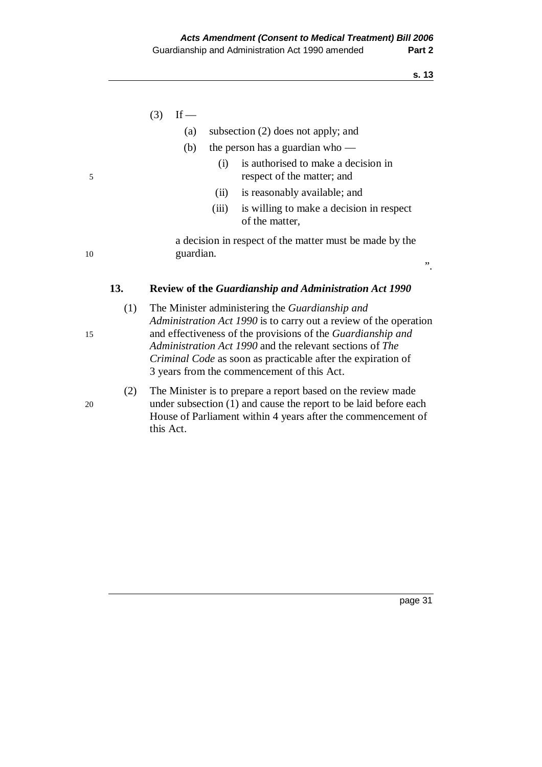(3) If —

  (a) subsection (2) does not apply; and

  (b) the person has a guardian who —

    (i) is authorised to make a decision in respect of the matter; and

    (ii) is reasonably available; and

    (iii) is willing to make a decision in respect of the matter,

  a decision in respect of the matter must be made by the guardian.

".

### 13. Review of the *Guardianship and Administration Act 1990*

(1) The Minister administering the *Guardianship and Administration Act 1990* is to carry out a review of the operation and effectiveness of the provisions of the *Guardianship and Administration Act 1990* and the relevant sections of *The Criminal Code* as soon as practicable after the expiration of 3 years from the commencement of this Act.

(2) The Minister is to prepare a report based on the review made under subsection (1) and cause the report to be laid before each House of Parliament within 4 years after the commencement of this Act.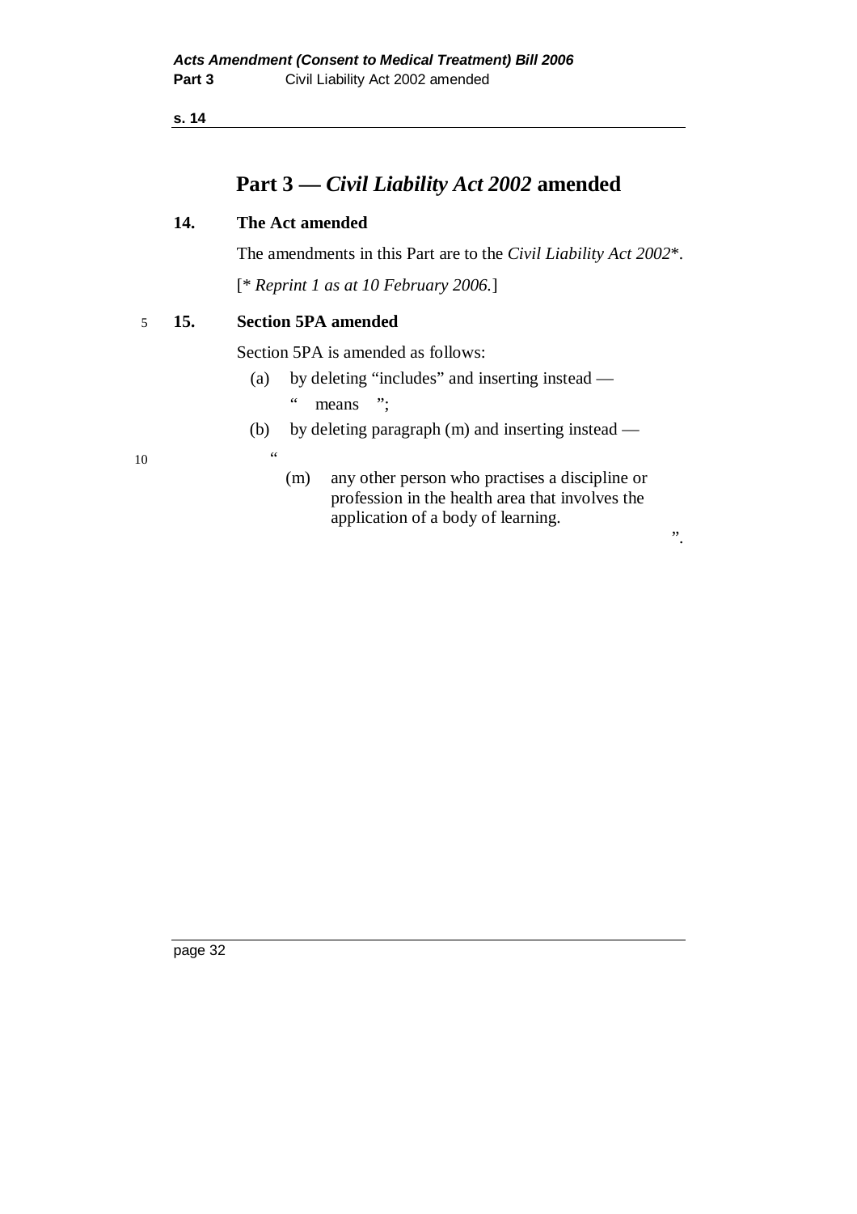# Part 3 — *Civil Liability Act 2002* amended

### 14. The Act amended

The amendments in this Part are to the *Civil Liability Act 2002*\*.

[\* *Reprint 1 as at 10 February 2006.*]

### 15. Section 5PA amended

Section 5PA is amended as follows:

(a) by deleting "includes" and inserting instead —

" means ";

(b) by deleting paragraph (m) and inserting instead —

"

(m) any other person who practises a discipline or profession in the health area that involves the application of a body of learning.

".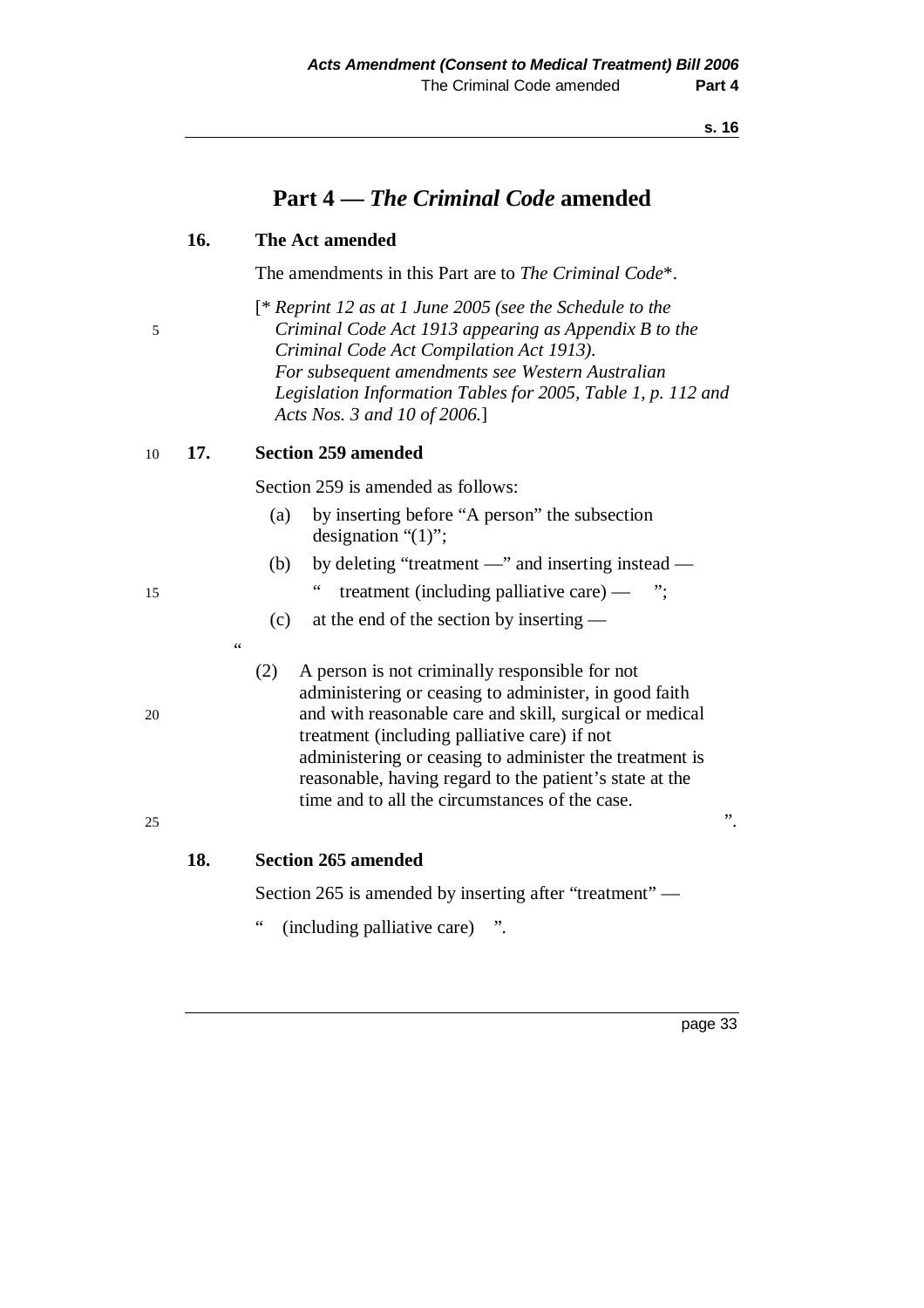# Part 4 — *The Criminal Code* amended

**16. The Act amended**

The amendments in this Part are to *The Criminal Code*\*.

[\* *Reprint 12 as at 1 June 2005 (see the Schedule to the Criminal Code Act 1913 appearing as Appendix B to the Criminal Code Act Compilation Act 1913). For subsequent amendments see Western Australian Legislation Information Tables for 2005, Table 1, p. 112 and Acts Nos. 3 and 10 of 2006.*]

**17. Section 259 amended**

Section 259 is amended as follows:

(a) by inserting before "A person" the subsection designation "(1)";

(b) by deleting "treatment —" and inserting instead —

" treatment (including palliative care) — ";

(c) at the end of the section by inserting —

"

(2) A person is not criminally responsible for not administering or ceasing to administer, in good faith and with reasonable care and skill, surgical or medical treatment (including palliative care) if not administering or ceasing to administer the treatment is reasonable, having regard to the patient's state at the time and to all the circumstances of the case.

".

**18. Section 265 amended**

Section 265 is amended by inserting after "treatment" —

" (including palliative care) ".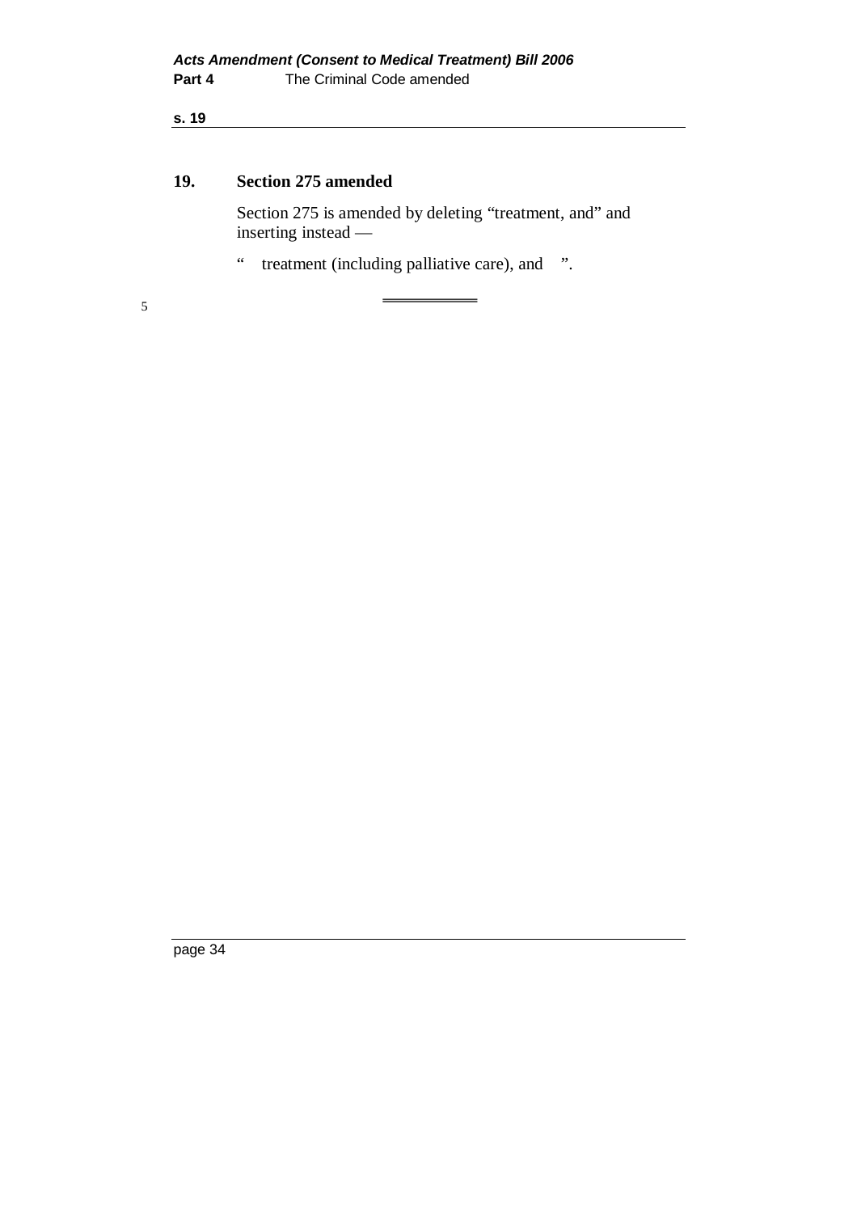## 19. Section 275 amended

Section 275 is amended by deleting "treatment, and" and inserting instead —

" treatment (including palliative care), and ".